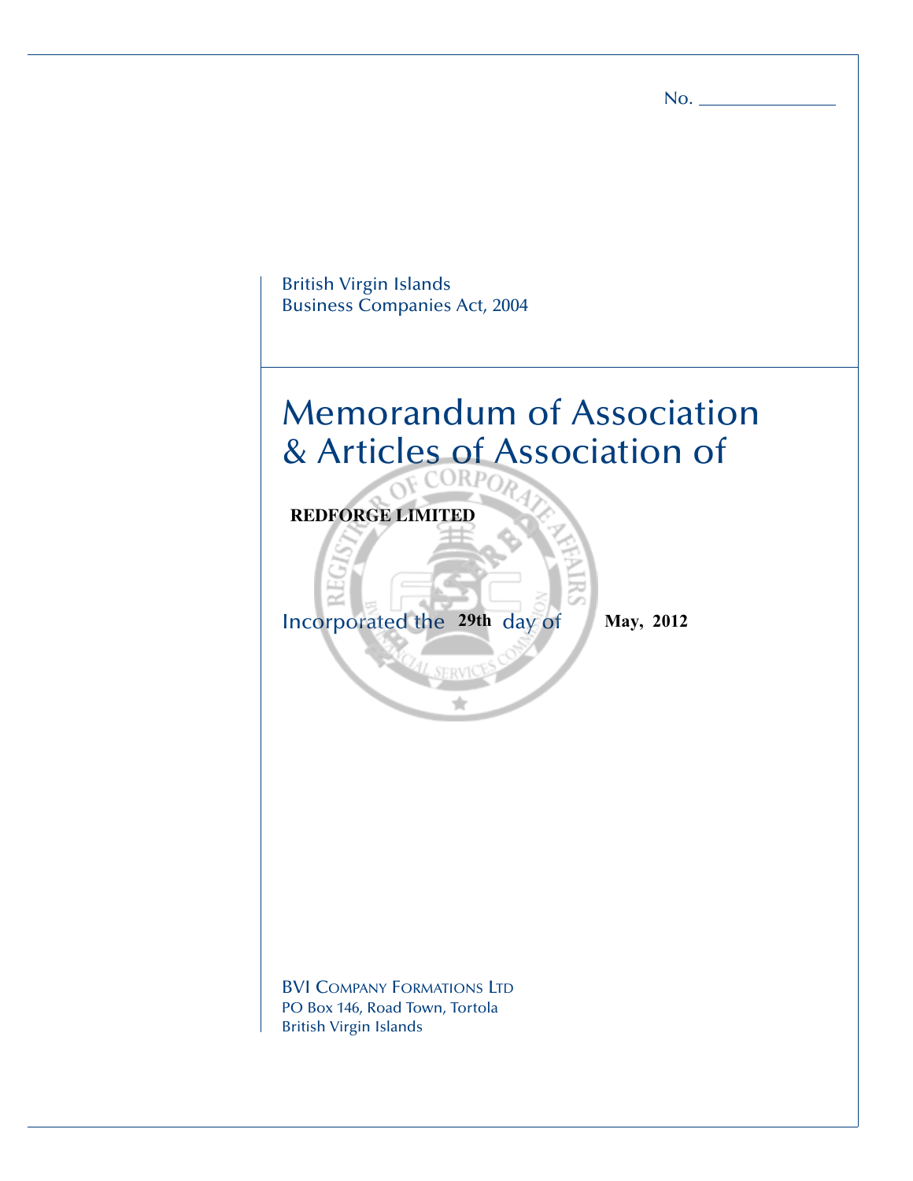No. _______________

British Virgin Islands
Business Companies Act, 2004

# Memorandum of Association & Articles of Association of

**REDFORGE LIMITED**

Incorporated the **29th** day of **May, 2012**

BVI Company Formations Ltd
PO Box 146, Road Town, Tortola
British Virgin Islands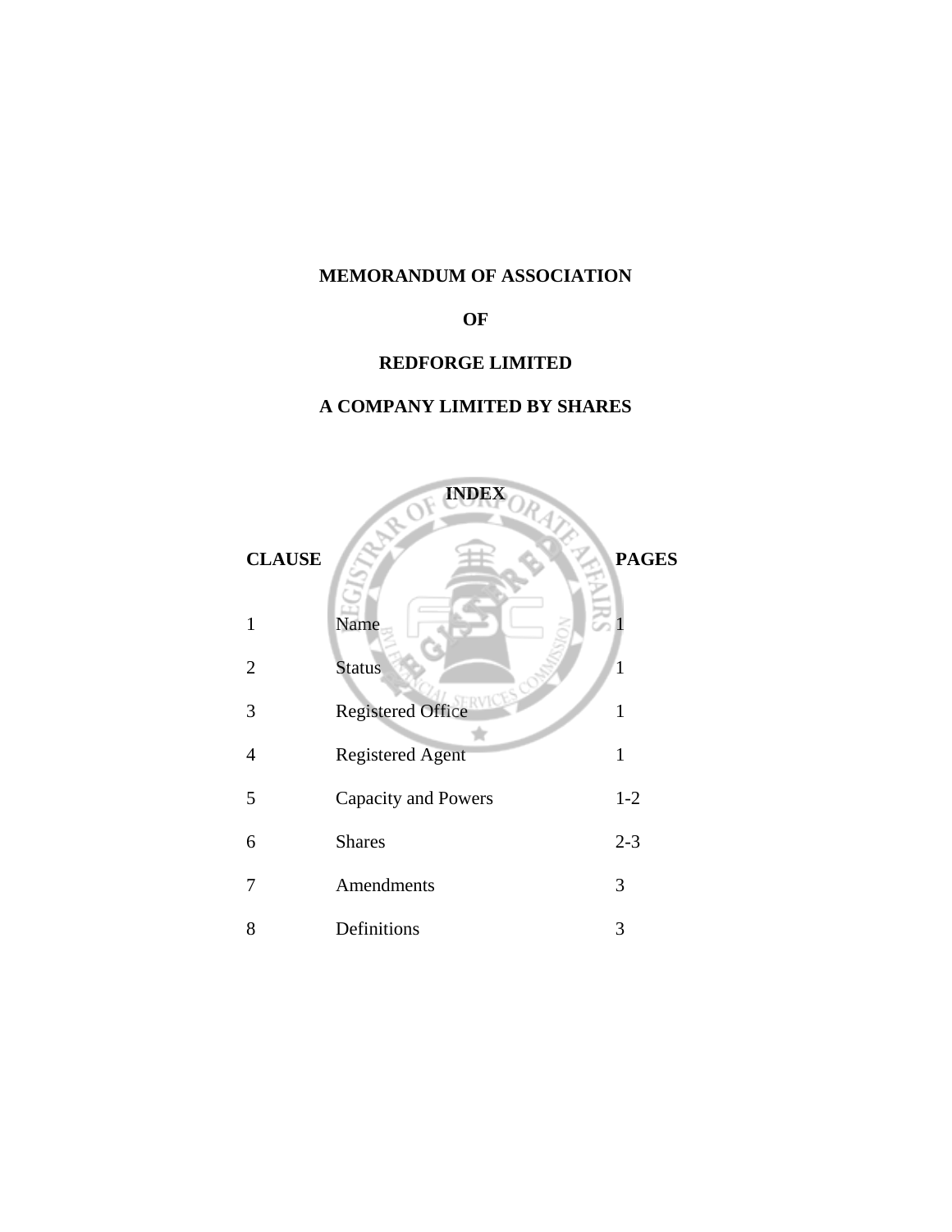**MEMORANDUM OF ASSOCIATION**

**OF**

**REDFORGE LIMITED**

**A COMPANY LIMITED BY SHARES**

**INDEX**

| CLAUSE | | PAGES |
|---|---|---|
| 1 | Name | 1 |
| 2 | Status | 1 |
| 3 | Registered Office | 1 |
| 4 | Registered Agent | 1 |
| 5 | Capacity and Powers | 1-2 |
| 6 | Shares | 2-3 |
| 7 | Amendments | 3 |
| 8 | Definitions | 3 |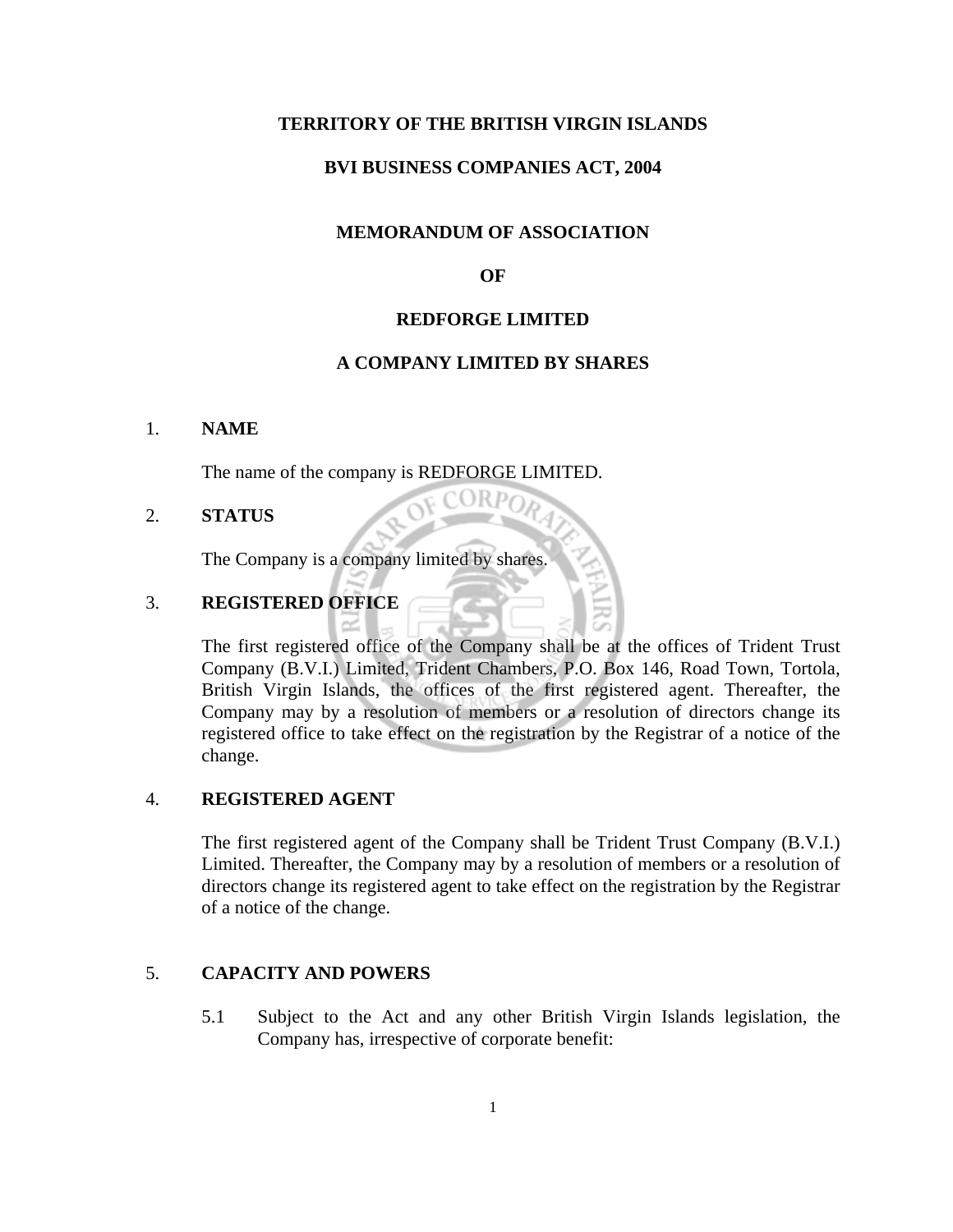**TERRITORY OF THE BRITISH VIRGIN ISLANDS**

**BVI BUSINESS COMPANIES ACT, 2004**

**MEMORANDUM OF ASSOCIATION**

**OF**

**REDFORGE LIMITED**

**A COMPANY LIMITED BY SHARES**

1. **NAME**

   The name of the company is REDFORGE LIMITED.

2. **STATUS**

   The Company is a company limited by shares.

3. **REGISTERED OFFICE**

   The first registered office of the Company shall be at the offices of Trident Trust Company (B.V.I.) Limited, Trident Chambers, P.O. Box 146, Road Town, Tortola, British Virgin Islands, the offices of the first registered agent. Thereafter, the Company may by a resolution of members or a resolution of directors change its registered office to take effect on the registration by the Registrar of a notice of the change.

4. **REGISTERED AGENT**

   The first registered agent of the Company shall be Trident Trust Company (B.V.I.) Limited. Thereafter, the Company may by a resolution of members or a resolution of directors change its registered agent to take effect on the registration by the Registrar of a notice of the change.

5. **CAPACITY AND POWERS**

   5.1 Subject to the Act and any other British Virgin Islands legislation, the Company has, irrespective of corporate benefit: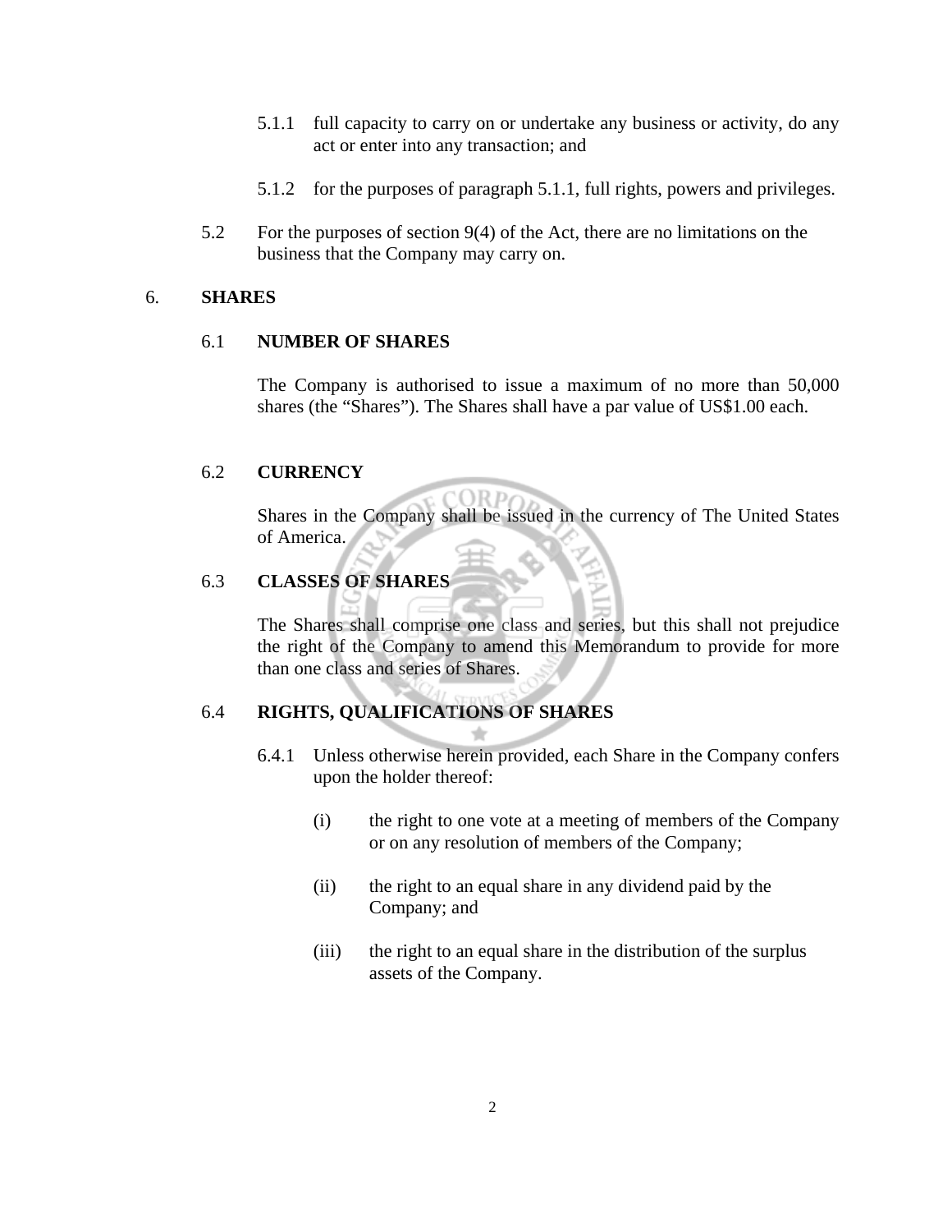5.1.1 full capacity to carry on or undertake any business or activity, do any act or enter into any transaction; and

5.1.2 for the purposes of paragraph 5.1.1, full rights, powers and privileges.

5.2 For the purposes of section 9(4) of the Act, there are no limitations on the business that the Company may carry on.

## 6. SHARES

### 6.1 NUMBER OF SHARES

The Company is authorised to issue a maximum of no more than 50,000 shares (the "Shares"). The Shares shall have a par value of US$1.00 each.

### 6.2 CURRENCY

Shares in the Company shall be issued in the currency of The United States of America.

### 6.3 CLASSES OF SHARES

The Shares shall comprise one class and series, but this shall not prejudice the right of the Company to amend this Memorandum to provide for more than one class and series of Shares.

### 6.4 RIGHTS, QUALIFICATIONS OF SHARES

6.4.1 Unless otherwise herein provided, each Share in the Company confers upon the holder thereof:

(i) the right to one vote at a meeting of members of the Company or on any resolution of members of the Company;

(ii) the right to an equal share in any dividend paid by the Company; and

(iii) the right to an equal share in the distribution of the surplus assets of the Company.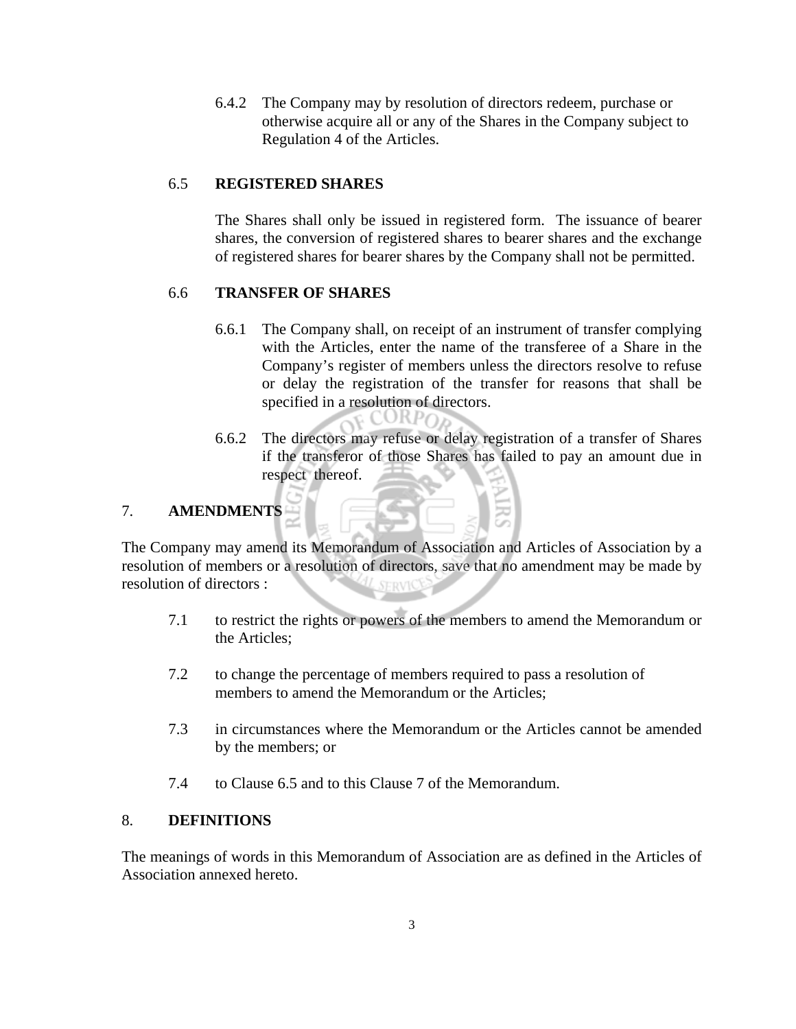6.4.2 The Company may by resolution of directors redeem, purchase or otherwise acquire all or any of the Shares in the Company subject to Regulation 4 of the Articles.

### 6.5 REGISTERED SHARES

The Shares shall only be issued in registered form. The issuance of bearer shares, the conversion of registered shares to bearer shares and the exchange of registered shares for bearer shares by the Company shall not be permitted.

### 6.6 TRANSFER OF SHARES

6.6.1 The Company shall, on receipt of an instrument of transfer complying with the Articles, enter the name of the transferee of a Share in the Company's register of members unless the directors resolve to refuse or delay the registration of the transfer for reasons that shall be specified in a resolution of directors.

6.6.2 The directors may refuse or delay registration of a transfer of Shares if the transferor of those Shares has failed to pay an amount due in respect thereof.

## 7. AMENDMENTS

The Company may amend its Memorandum of Association and Articles of Association by a resolution of members or a resolution of directors, save that no amendment may be made by resolution of directors :

7.1 to restrict the rights or powers of the members to amend the Memorandum or the Articles;

7.2 to change the percentage of members required to pass a resolution of members to amend the Memorandum or the Articles;

7.3 in circumstances where the Memorandum or the Articles cannot be amended by the members; or

7.4 to Clause 6.5 and to this Clause 7 of the Memorandum.

## 8. DEFINITIONS

The meanings of words in this Memorandum of Association are as defined in the Articles of Association annexed hereto.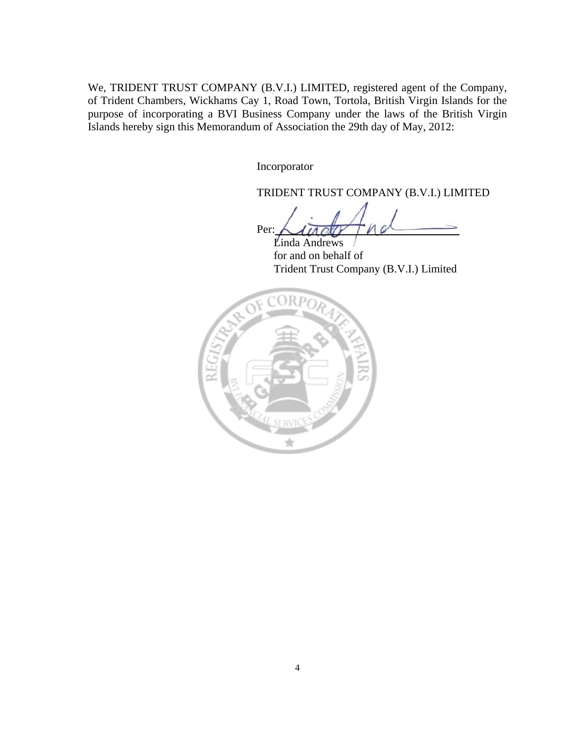We, TRIDENT TRUST COMPANY (B.V.I.) LIMITED, registered agent of the Company, of Trident Chambers, Wickhams Cay 1, Road Town, Tortola, British Virgin Islands for the purpose of incorporating a BVI Business Company under the laws of the British Virgin Islands hereby sign this Memorandum of Association the 29th day of May, 2012:

Incorporator

TRIDENT TRUST COMPANY (B.V.I.) LIMITED

Per:______________________________

Linda Andrews
for and on behalf of
Trident Trust Company (B.V.I.) Limited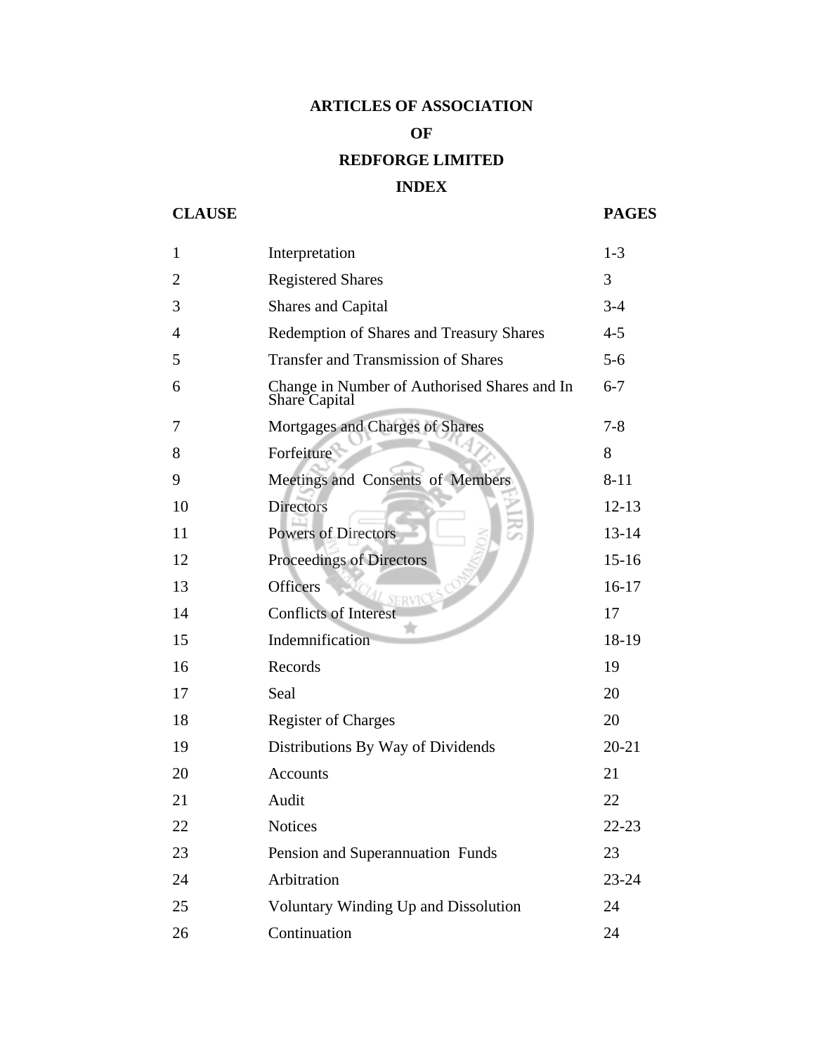# ARTICLES OF ASSOCIATION

# OF

# REDFORGE LIMITED

## INDEX

| CLAUSE | | PAGES |
|---|---|---|
| 1 | Interpretation | 1-3 |
| 2 | Registered Shares | 3 |
| 3 | Shares and Capital | 3-4 |
| 4 | Redemption of Shares and Treasury Shares | 4-5 |
| 5 | Transfer and Transmission of Shares | 5-6 |
| 6 | Change in Number of Authorised Shares and In Share Capital | 6-7 |
| 7 | Mortgages and Charges of Shares | 7-8 |
| 8 | Forfeiture | 8 |
| 9 | Meetings and Consents of Members | 8-11 |
| 10 | Directors | 12-13 |
| 11 | Powers of Directors | 13-14 |
| 12 | Proceedings of Directors | 15-16 |
| 13 | Officers | 16-17 |
| 14 | Conflicts of Interest | 17 |
| 15 | Indemnification | 18-19 |
| 16 | Records | 19 |
| 17 | Seal | 20 |
| 18 | Register of Charges | 20 |
| 19 | Distributions By Way of Dividends | 20-21 |
| 20 | Accounts | 21 |
| 21 | Audit | 22 |
| 22 | Notices | 22-23 |
| 23 | Pension and Superannuation Funds | 23 |
| 24 | Arbitration | 23-24 |
| 25 | Voluntary Winding Up and Dissolution | 24 |
| 26 | Continuation | 24 |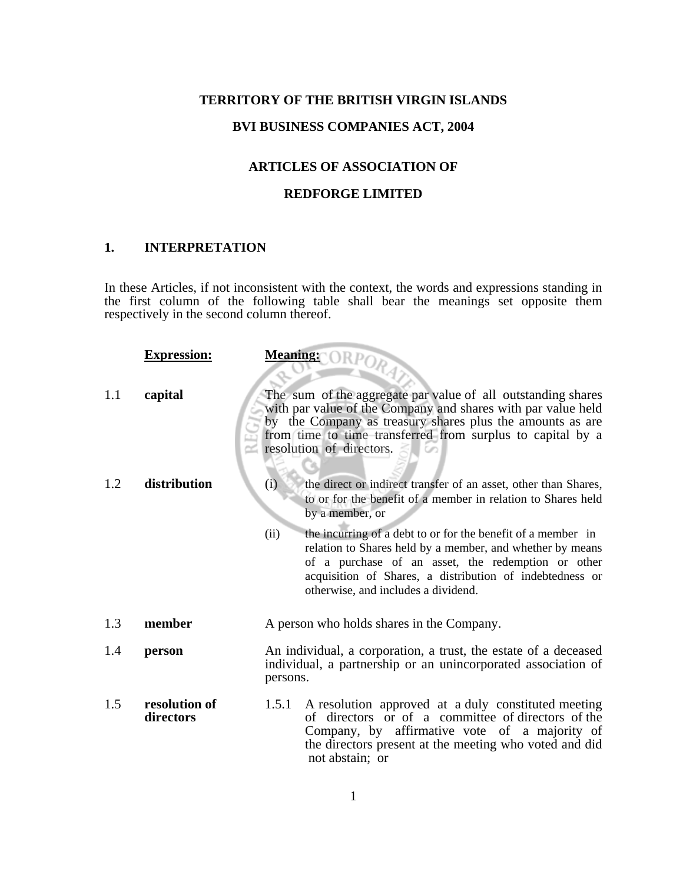**TERRITORY OF THE BRITISH VIRGIN ISLANDS**

**BVI BUSINESS COMPANIES ACT, 2004**

**ARTICLES OF ASSOCIATION OF**

**REDFORGE LIMITED**

## 1. INTERPRETATION

In these Articles, if not inconsistent with the context, the words and expressions standing in the first column of the following table shall bear the meanings set opposite them respectively in the second column thereof.

| | Expression: | Meaning: |
|---|---|---|
| 1.1 | **capital** | The sum of the aggregate par value of all outstanding shares with par value of the Company and shares with par value held by the Company as treasury shares plus the amounts as are from time to time transferred from surplus to capital by a resolution of directors. |
| 1.2 | **distribution** | (i) the direct or indirect transfer of an asset, other than Shares, to or for the benefit of a member in relation to Shares held by a member, or<br>(ii) the incurring of a debt to or for the benefit of a member in relation to Shares held by a member, and whether by means of a purchase of an asset, the redemption or other acquisition of Shares, a distribution of indebtedness or otherwise, and includes a dividend. |
| 1.3 | **member** | A person who holds shares in the Company. |
| 1.4 | **person** | An individual, a corporation, a trust, the estate of a deceased individual, a partnership or an unincorporated association of persons. |
| 1.5 | **resolution of directors** | 1.5.1 A resolution approved at a duly constituted meeting of directors or of a committee of directors of the Company, by affirmative vote of a majority of the directors present at the meeting who voted and did not abstain; or |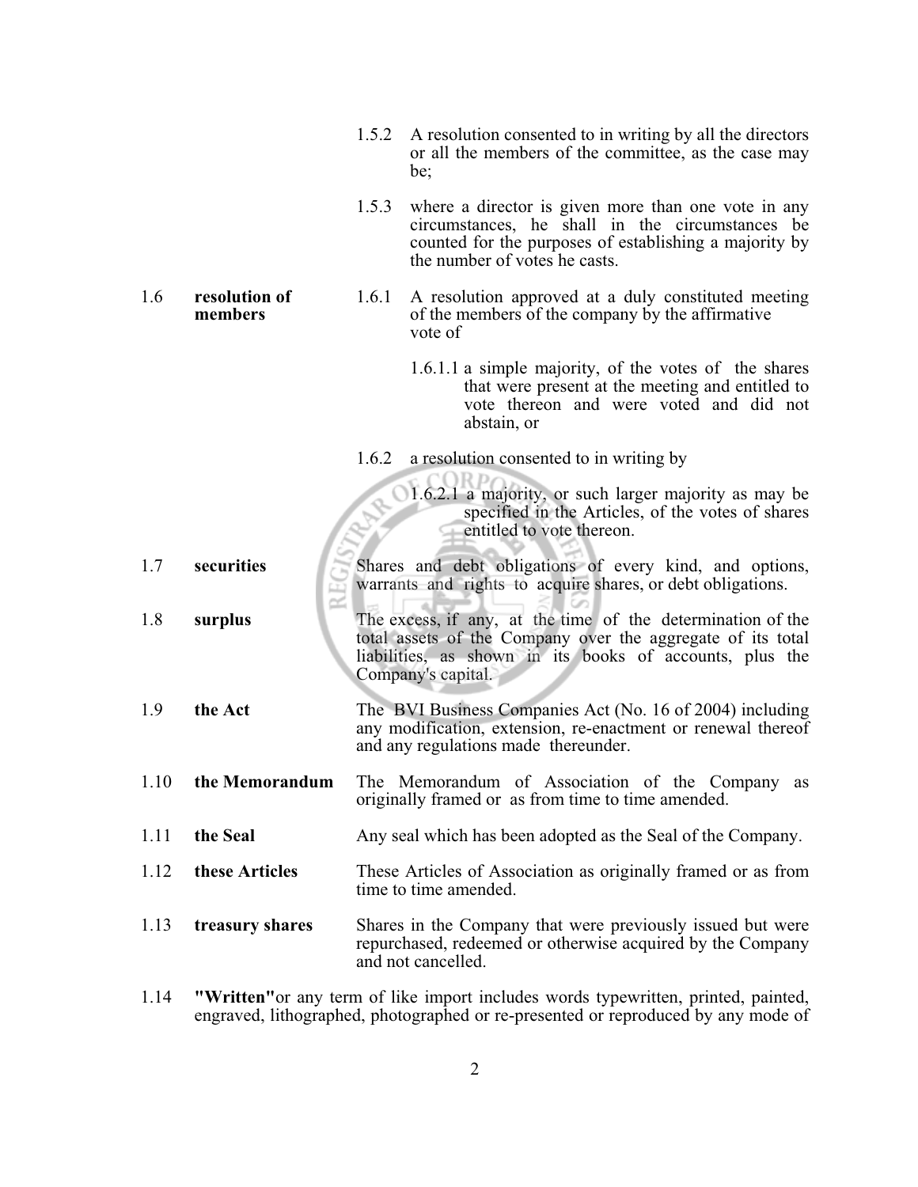1.5.2 A resolution consented to in writing by all the directors or all the members of the committee, as the case may be;

1.5.3 where a director is given more than one vote in any circumstances, he shall in the circumstances be counted for the purposes of establishing a majority by the number of votes he casts.

1.6 **resolution of members**

1.6.1 A resolution approved at a duly constituted meeting of the members of the company by the affirmative vote of

1.6.1.1 a simple majority, of the votes of the shares that were present at the meeting and entitled to vote thereon and were voted and did not abstain, or

1.6.2 a resolution consented to in writing by

1.6.2.1 a majority, or such larger majority as may be specified in the Articles, of the votes of shares entitled to vote thereon.

1.7 **securities** Shares and debt obligations of every kind, and options, warrants and rights to acquire shares, or debt obligations.

1.8 **surplus** The excess, if any, at the time of the determination of the total assets of the Company over the aggregate of its total liabilities, as shown in its books of accounts, plus the Company's capital.

1.9 **the Act** The BVI Business Companies Act (No. 16 of 2004) including any modification, extension, re-enactment or renewal thereof and any regulations made thereunder.

1.10 **the Memorandum** The Memorandum of Association of the Company as originally framed or as from time to time amended.

1.11 **the Seal** Any seal which has been adopted as the Seal of the Company.

1.12 **these Articles** These Articles of Association as originally framed or as from time to time amended.

1.13 **treasury shares** Shares in the Company that were previously issued but were repurchased, redeemed or otherwise acquired by the Company and not cancelled.

1.14 **"Written"** or any term of like import includes words typewritten, printed, painted, engraved, lithographed, photographed or re-presented or reproduced by any mode of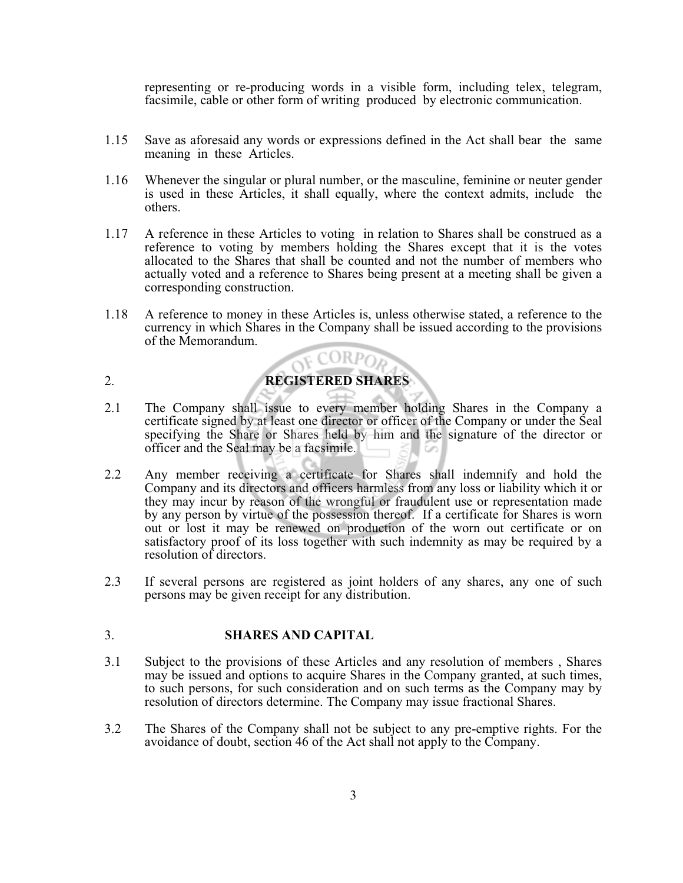representing or re-producing words in a visible form, including telex, telegram, facsimile, cable or other form of writing produced by electronic communication.

1.15 Save as aforesaid any words or expressions defined in the Act shall bear the same meaning in these Articles.

1.16 Whenever the singular or plural number, or the masculine, feminine or neuter gender is used in these Articles, it shall equally, where the context admits, include the others.

1.17 A reference in these Articles to voting in relation to Shares shall be construed as a reference to voting by members holding the Shares except that it is the votes allocated to the Shares that shall be counted and not the number of members who actually voted and a reference to Shares being present at a meeting shall be given a corresponding construction.

1.18 A reference to money in these Articles is, unless otherwise stated, a reference to the currency in which Shares in the Company shall be issued according to the provisions of the Memorandum.

## 2. REGISTERED SHARES

2.1 The Company shall issue to every member holding Shares in the Company a certificate signed by at least one director or officer of the Company or under the Seal specifying the Share or Shares held by him and the signature of the director or officer and the Seal may be a facsimile.

2.2 Any member receiving a certificate for Shares shall indemnify and hold the Company and its directors and officers harmless from any loss or liability which it or they may incur by reason of the wrongful or fraudulent use or representation made by any person by virtue of the possession thereof. If a certificate for Shares is worn out or lost it may be renewed on production of the worn out certificate or on satisfactory proof of its loss together with such indemnity as may be required by a resolution of directors.

2.3 If several persons are registered as joint holders of any shares, any one of such persons may be given receipt for any distribution.

## 3. SHARES AND CAPITAL

3.1 Subject to the provisions of these Articles and any resolution of members , Shares may be issued and options to acquire Shares in the Company granted, at such times, to such persons, for such consideration and on such terms as the Company may by resolution of directors determine. The Company may issue fractional Shares.

3.2 The Shares of the Company shall not be subject to any pre-emptive rights. For the avoidance of doubt, section 46 of the Act shall not apply to the Company.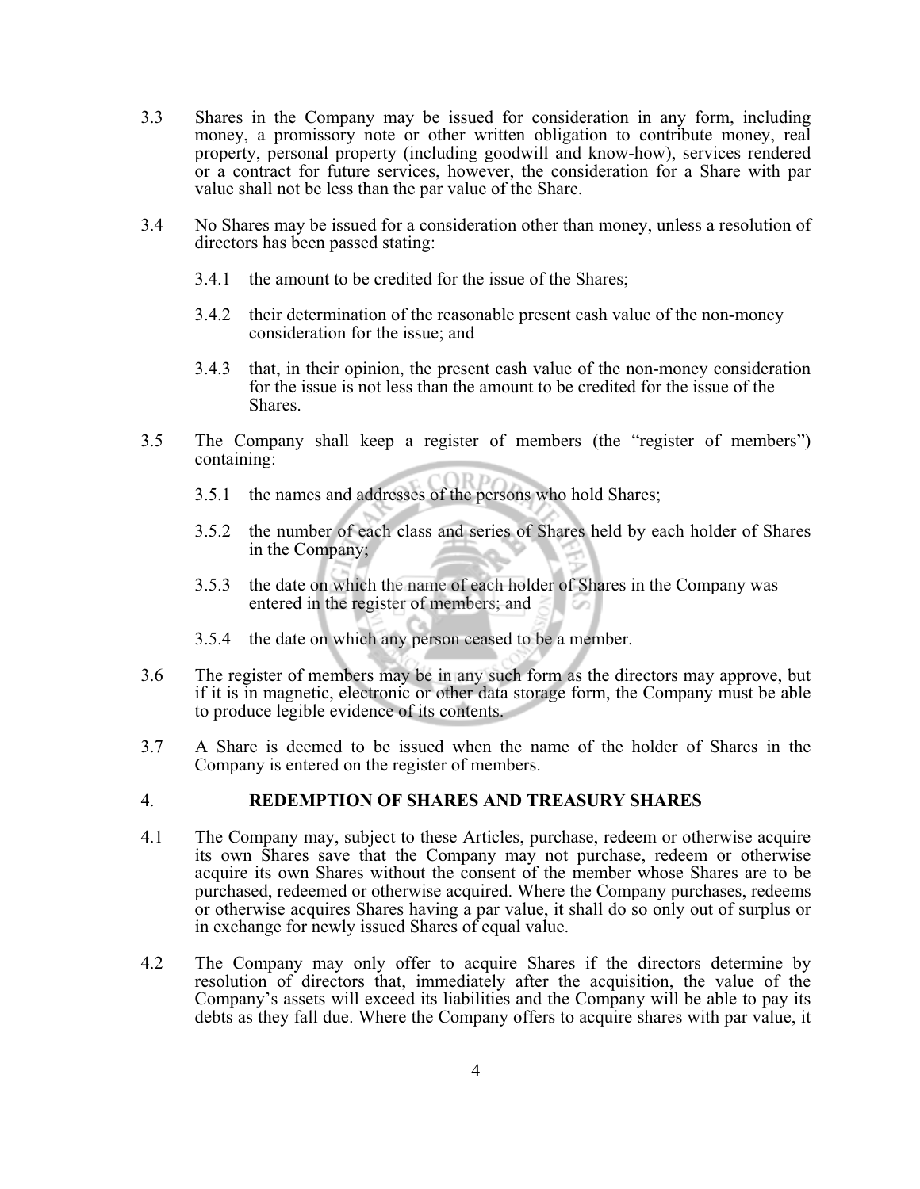3.3 Shares in the Company may be issued for consideration in any form, including money, a promissory note or other written obligation to contribute money, real property, personal property (including goodwill and know-how), services rendered or a contract for future services, however, the consideration for a Share with par value shall not be less than the par value of the Share.

3.4 No Shares may be issued for a consideration other than money, unless a resolution of directors has been passed stating:

3.4.1 the amount to be credited for the issue of the Shares;

3.4.2 their determination of the reasonable present cash value of the non-money consideration for the issue; and

3.4.3 that, in their opinion, the present cash value of the non-money consideration for the issue is not less than the amount to be credited for the issue of the Shares.

3.5 The Company shall keep a register of members (the "register of members") containing:

3.5.1 the names and addresses of the persons who hold Shares;

3.5.2 the number of each class and series of Shares held by each holder of Shares in the Company;

3.5.3 the date on which the name of each holder of Shares in the Company was entered in the register of members; and

3.5.4 the date on which any person ceased to be a member.

3.6 The register of members may be in any such form as the directors may approve, but if it is in magnetic, electronic or other data storage form, the Company must be able to produce legible evidence of its contents.

3.7 A Share is deemed to be issued when the name of the holder of Shares in the Company is entered on the register of members.

## 4. REDEMPTION OF SHARES AND TREASURY SHARES

4.1 The Company may, subject to these Articles, purchase, redeem or otherwise acquire its own Shares save that the Company may not purchase, redeem or otherwise acquire its own Shares without the consent of the member whose Shares are to be purchased, redeemed or otherwise acquired. Where the Company purchases, redeems or otherwise acquires Shares having a par value, it shall do so only out of surplus or in exchange for newly issued Shares of equal value.

4.2 The Company may only offer to acquire Shares if the directors determine by resolution of directors that, immediately after the acquisition, the value of the Company's assets will exceed its liabilities and the Company will be able to pay its debts as they fall due. Where the Company offers to acquire shares with par value, it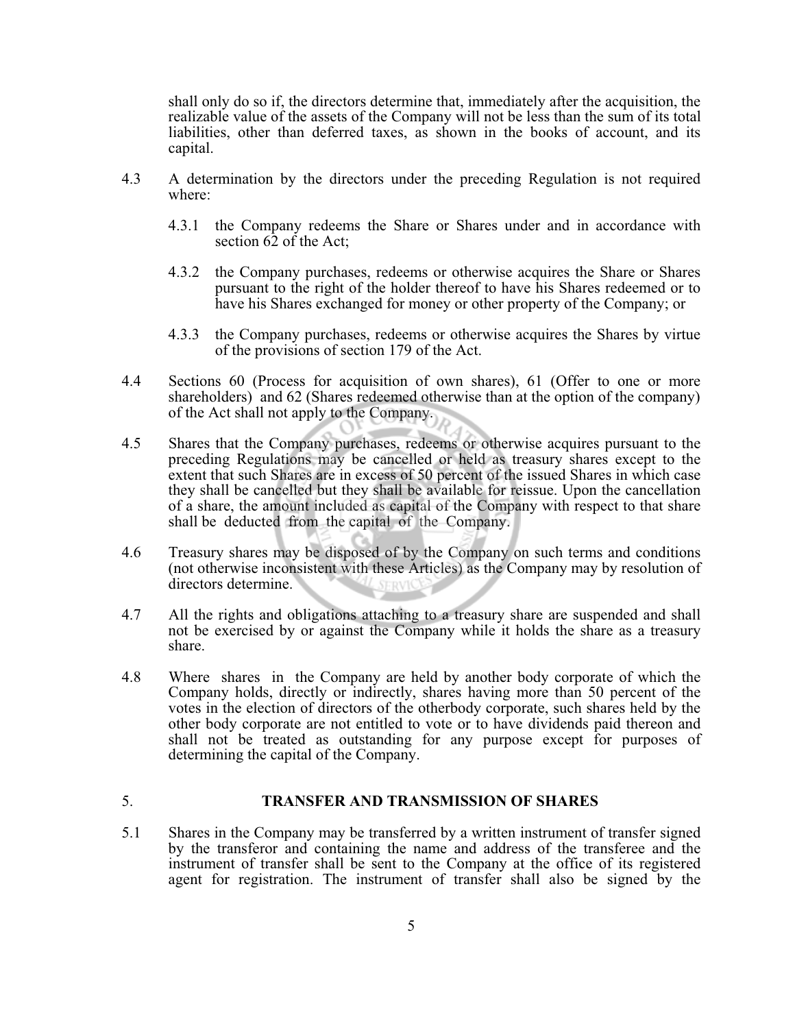shall only do so if, the directors determine that, immediately after the acquisition, the realizable value of the assets of the Company will not be less than the sum of its total liabilities, other than deferred taxes, as shown in the books of account, and its capital.

4.3 A determination by the directors under the preceding Regulation is not required where:

4.3.1 the Company redeems the Share or Shares under and in accordance with section 62 of the Act;

4.3.2 the Company purchases, redeems or otherwise acquires the Share or Shares pursuant to the right of the holder thereof to have his Shares redeemed or to have his Shares exchanged for money or other property of the Company; or

4.3.3 the Company purchases, redeems or otherwise acquires the Shares by virtue of the provisions of section 179 of the Act.

4.4 Sections 60 (Process for acquisition of own shares), 61 (Offer to one or more shareholders) and 62 (Shares redeemed otherwise than at the option of the company) of the Act shall not apply to the Company.

4.5 Shares that the Company purchases, redeems or otherwise acquires pursuant to the preceding Regulations may be cancelled or held as treasury shares except to the extent that such Shares are in excess of 50 percent of the issued Shares in which case they shall be cancelled but they shall be available for reissue. Upon the cancellation of a share, the amount included as capital of the Company with respect to that share shall be deducted from the capital of the Company.

4.6 Treasury shares may be disposed of by the Company on such terms and conditions (not otherwise inconsistent with these Articles) as the Company may by resolution of directors determine.

4.7 All the rights and obligations attaching to a treasury share are suspended and shall not be exercised by or against the Company while it holds the share as a treasury share.

4.8 Where shares in the Company are held by another body corporate of which the Company holds, directly or indirectly, shares having more than 50 percent of the votes in the election of directors of the otherbody corporate, such shares held by the other body corporate are not entitled to vote or to have dividends paid thereon and shall not be treated as outstanding for any purpose except for purposes of determining the capital of the Company.

## 5. TRANSFER AND TRANSMISSION OF SHARES

5.1 Shares in the Company may be transferred by a written instrument of transfer signed by the transferor and containing the name and address of the transferee and the instrument of transfer shall be sent to the Company at the office of its registered agent for registration. The instrument of transfer shall also be signed by the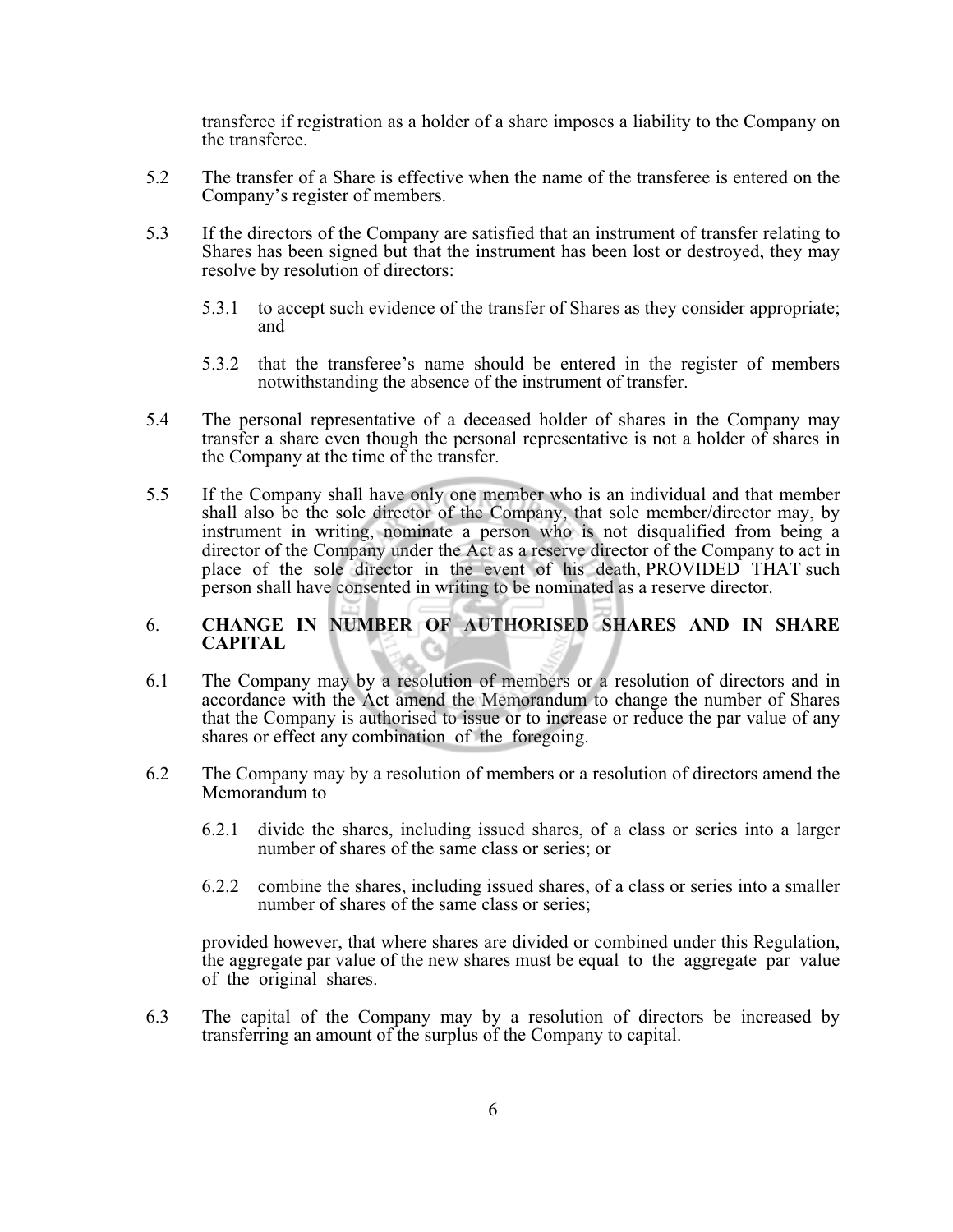transferee if registration as a holder of a share imposes a liability to the Company on the transferee.

5.2 The transfer of a Share is effective when the name of the transferee is entered on the Company's register of members.

5.3 If the directors of the Company are satisfied that an instrument of transfer relating to Shares has been signed but that the instrument has been lost or destroyed, they may resolve by resolution of directors:

5.3.1 to accept such evidence of the transfer of Shares as they consider appropriate; and

5.3.2 that the transferee's name should be entered in the register of members notwithstanding the absence of the instrument of transfer.

5.4 The personal representative of a deceased holder of shares in the Company may transfer a share even though the personal representative is not a holder of shares in the Company at the time of the transfer.

5.5 If the Company shall have only one member who is an individual and that member shall also be the sole director of the Company, that sole member/director may, by instrument in writing, nominate a person who is not disqualified from being a director of the Company under the Act as a reserve director of the Company to act in place of the sole director in the event of his death, PROVIDED THAT such person shall have consented in writing to be nominated as a reserve director.

## 6. CHANGE IN NUMBER OF AUTHORISED SHARES AND IN SHARE CAPITAL

6.1 The Company may by a resolution of members or a resolution of directors and in accordance with the Act amend the Memorandum to change the number of Shares that the Company is authorised to issue or to increase or reduce the par value of any shares or effect any combination of the foregoing.

6.2 The Company may by a resolution of members or a resolution of directors amend the Memorandum to

6.2.1 divide the shares, including issued shares, of a class or series into a larger number of shares of the same class or series; or

6.2.2 combine the shares, including issued shares, of a class or series into a smaller number of shares of the same class or series;

provided however, that where shares are divided or combined under this Regulation, the aggregate par value of the new shares must be equal to the aggregate par value of the original shares.

6.3 The capital of the Company may by a resolution of directors be increased by transferring an amount of the surplus of the Company to capital.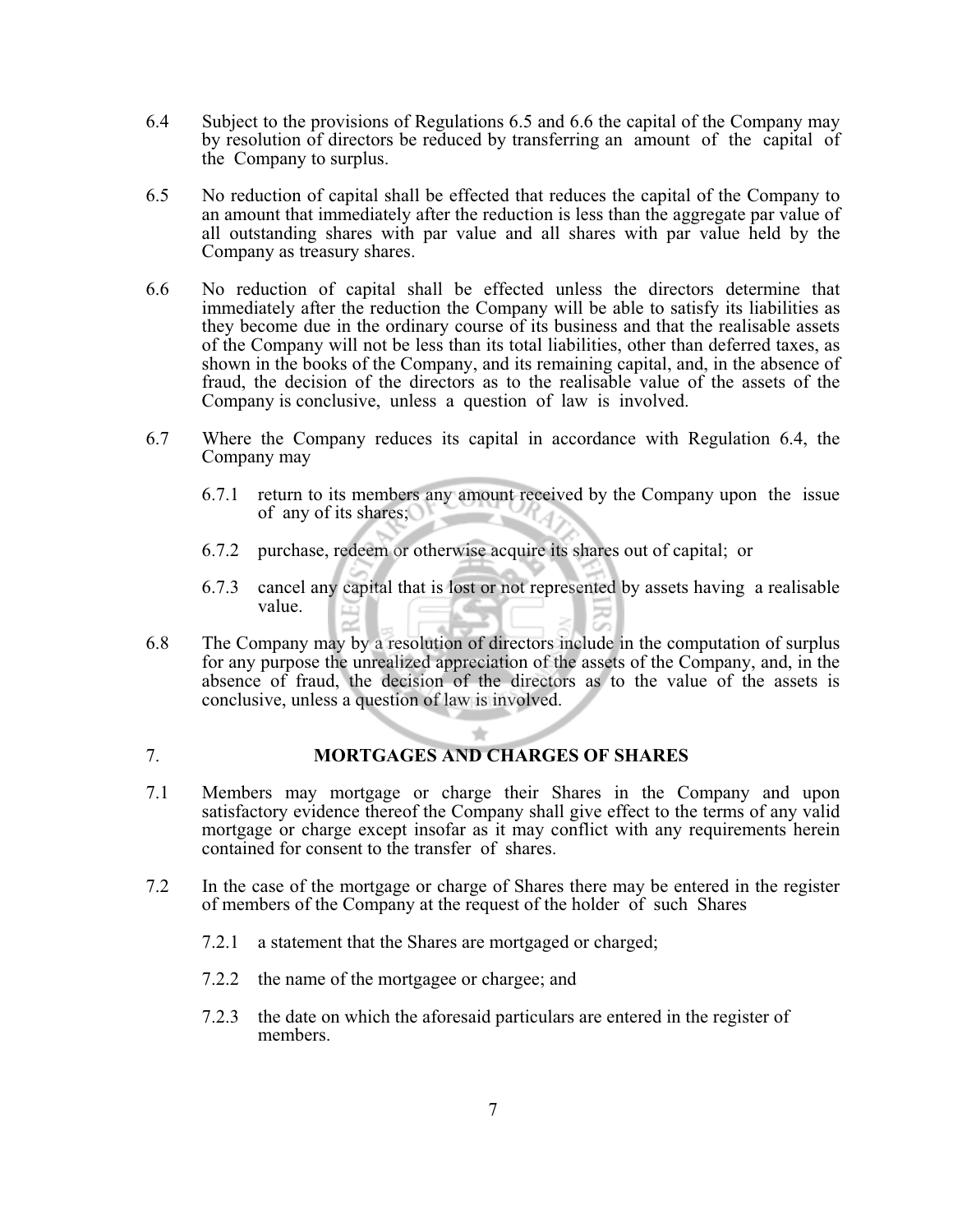6.4 Subject to the provisions of Regulations 6.5 and 6.6 the capital of the Company may by resolution of directors be reduced by transferring an amount of the capital of the Company to surplus.

6.5 No reduction of capital shall be effected that reduces the capital of the Company to an amount that immediately after the reduction is less than the aggregate par value of all outstanding shares with par value and all shares with par value held by the Company as treasury shares.

6.6 No reduction of capital shall be effected unless the directors determine that immediately after the reduction the Company will be able to satisfy its liabilities as they become due in the ordinary course of its business and that the realisable assets of the Company will not be less than its total liabilities, other than deferred taxes, as shown in the books of the Company, and its remaining capital, and, in the absence of fraud, the decision of the directors as to the realisable value of the assets of the Company is conclusive, unless a question of law is involved.

6.7 Where the Company reduces its capital in accordance with Regulation 6.4, the Company may

6.7.1 return to its members any amount received by the Company upon the issue of any of its shares;

6.7.2 purchase, redeem or otherwise acquire its shares out of capital; or

6.7.3 cancel any capital that is lost or not represented by assets having a realisable value.

6.8 The Company may by a resolution of directors include in the computation of surplus for any purpose the unrealized appreciation of the assets of the Company, and, in the absence of fraud, the decision of the directors as to the value of the assets is conclusive, unless a question of law is involved.

## 7. MORTGAGES AND CHARGES OF SHARES

7.1 Members may mortgage or charge their Shares in the Company and upon satisfactory evidence thereof the Company shall give effect to the terms of any valid mortgage or charge except insofar as it may conflict with any requirements herein contained for consent to the transfer of shares.

7.2 In the case of the mortgage or charge of Shares there may be entered in the register of members of the Company at the request of the holder of such Shares

7.2.1 a statement that the Shares are mortgaged or charged;

7.2.2 the name of the mortgagee or chargee; and

7.2.3 the date on which the aforesaid particulars are entered in the register of members.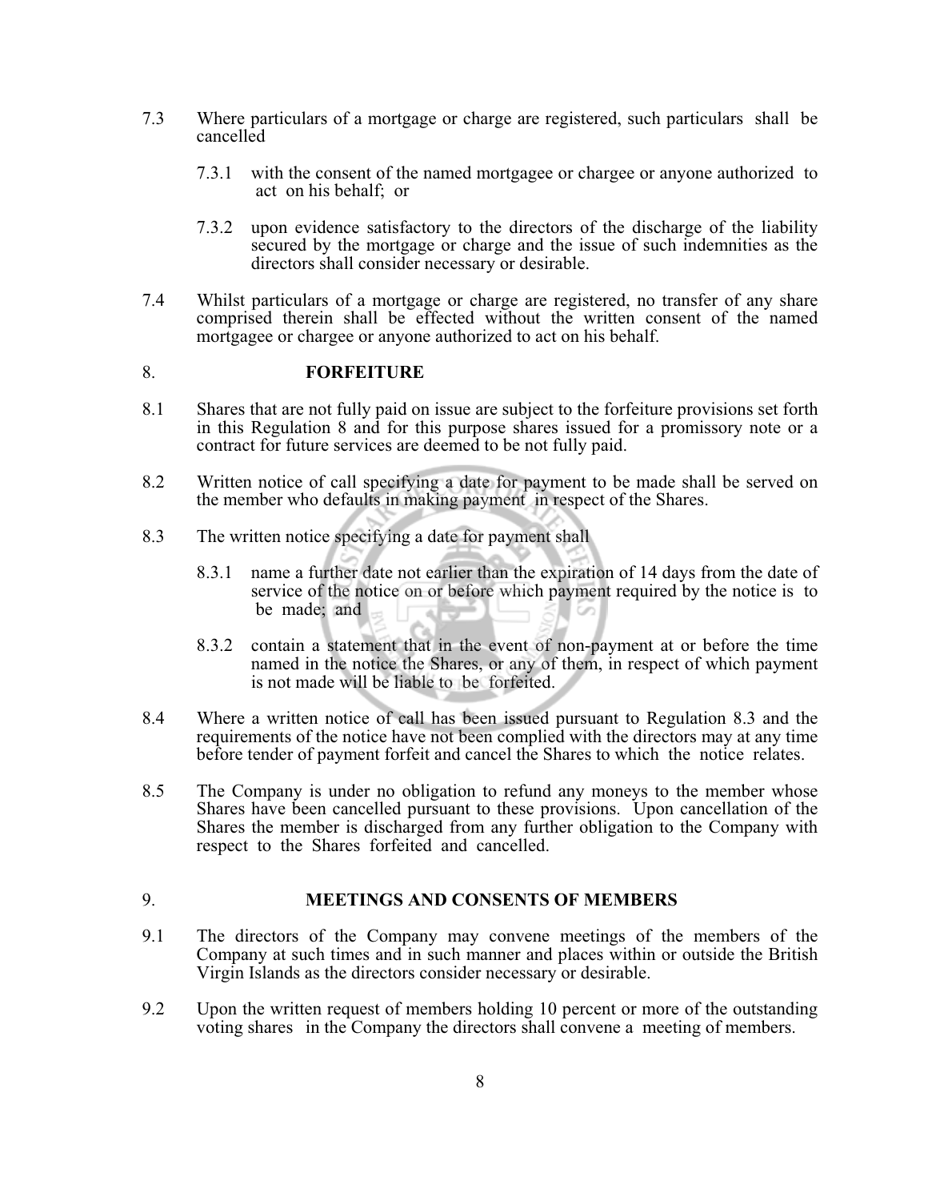7.3 Where particulars of a mortgage or charge are registered, such particulars shall be cancelled

7.3.1 with the consent of the named mortgagee or chargee or anyone authorized to act on his behalf; or

7.3.2 upon evidence satisfactory to the directors of the discharge of the liability secured by the mortgage or charge and the issue of such indemnities as the directors shall consider necessary or desirable.

7.4 Whilst particulars of a mortgage or charge are registered, no transfer of any share comprised therein shall be effected without the written consent of the named mortgagee or chargee or anyone authorized to act on his behalf.

## 8. FORFEITURE

8.1 Shares that are not fully paid on issue are subject to the forfeiture provisions set forth in this Regulation 8 and for this purpose shares issued for a promissory note or a contract for future services are deemed to be not fully paid.

8.2 Written notice of call specifying a date for payment to be made shall be served on the member who defaults in making payment in respect of the Shares.

8.3 The written notice specifying a date for payment shall

8.3.1 name a further date not earlier than the expiration of 14 days from the date of service of the notice on or before which payment required by the notice is to be made; and

8.3.2 contain a statement that in the event of non-payment at or before the time named in the notice the Shares, or any of them, in respect of which payment is not made will be liable to be forfeited.

8.4 Where a written notice of call has been issued pursuant to Regulation 8.3 and the requirements of the notice have not been complied with the directors may at any time before tender of payment forfeit and cancel the Shares to which the notice relates.

8.5 The Company is under no obligation to refund any moneys to the member whose Shares have been cancelled pursuant to these provisions. Upon cancellation of the Shares the member is discharged from any further obligation to the Company with respect to the Shares forfeited and cancelled.

## 9. MEETINGS AND CONSENTS OF MEMBERS

9.1 The directors of the Company may convene meetings of the members of the Company at such times and in such manner and places within or outside the British Virgin Islands as the directors consider necessary or desirable.

9.2 Upon the written request of members holding 10 percent or more of the outstanding voting shares in the Company the directors shall convene a meeting of members.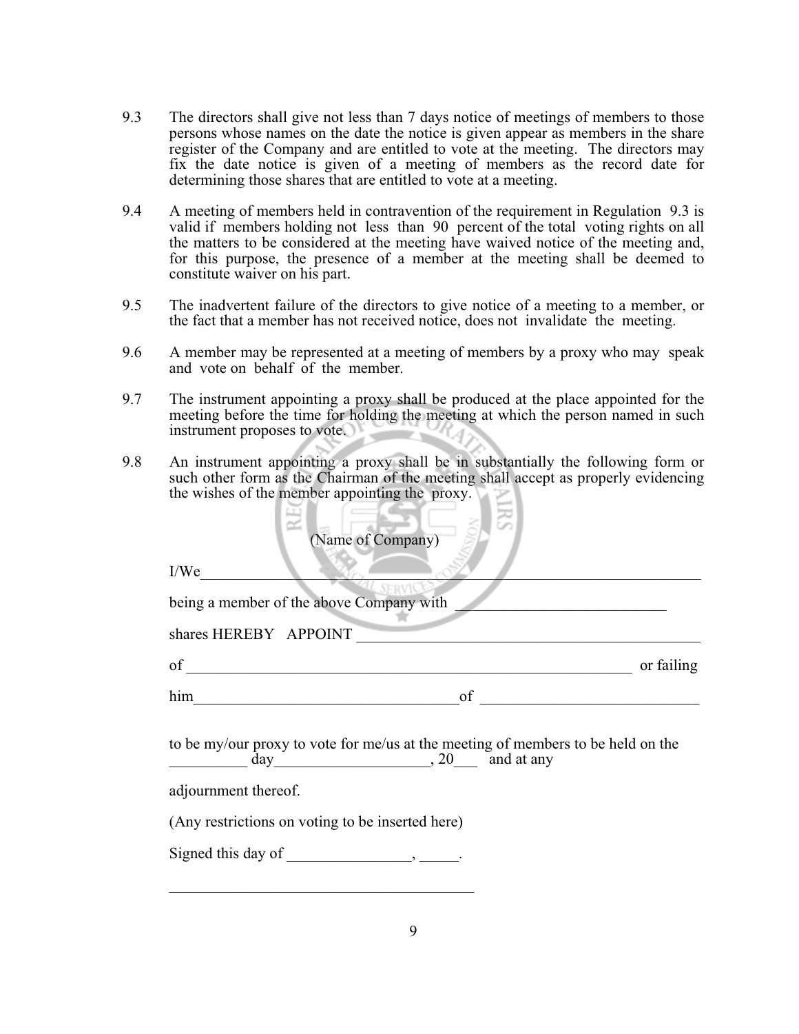9.3 The directors shall give not less than 7 days notice of meetings of members to those persons whose names on the date the notice is given appear as members in the share register of the Company and are entitled to vote at the meeting. The directors may fix the date notice is given of a meeting of members as the record date for determining those shares that are entitled to vote at a meeting.

9.4 A meeting of members held in contravention of the requirement in Regulation 9.3 is valid if members holding not less than 90 percent of the total voting rights on all the matters to be considered at the meeting have waived notice of the meeting and, for this purpose, the presence of a member at the meeting shall be deemed to constitute waiver on his part.

9.5 The inadvertent failure of the directors to give notice of a meeting to a member, or the fact that a member has not received notice, does not invalidate the meeting.

9.6 A member may be represented at a meeting of members by a proxy who may speak and vote on behalf of the member.

9.7 The instrument appointing a proxy shall be produced at the place appointed for the meeting before the time for holding the meeting at which the person named in such instrument proposes to vote.

9.8 An instrument appointing a proxy shall be in substantially the following form or such other form as the Chairman of the meeting shall accept as properly evidencing the wishes of the member appointing the proxy.

(Name of Company)

I/We_______________________________________________________________

being a member of the above Company with ___________________________

shares HEREBY APPOINT ______________________________________________

of ___________________________________________________________ or failing

him_________________________________of ___________________________

to be my/our proxy to vote for me/us at the meeting of members to be held on the __________ day____________________, 20___ and at any

adjournment thereof.

(Any restrictions on voting to be inserted here)

Signed this day of ________________, _____.

________________________________________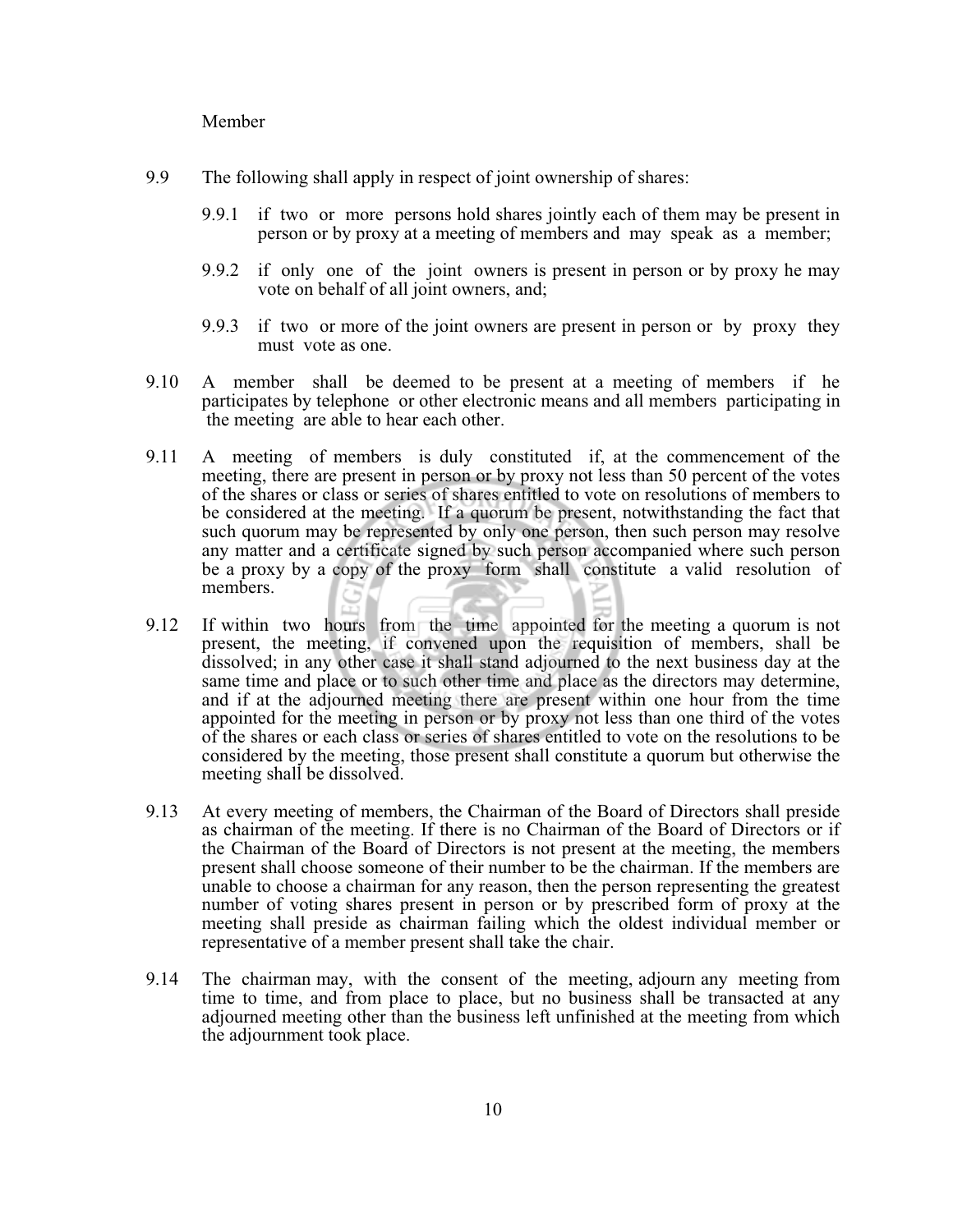Member

9.9 The following shall apply in respect of joint ownership of shares:

9.9.1 if two or more persons hold shares jointly each of them may be present in person or by proxy at a meeting of members and may speak as a member;

9.9.2 if only one of the joint owners is present in person or by proxy he may vote on behalf of all joint owners, and;

9.9.3 if two or more of the joint owners are present in person or by proxy they must vote as one.

9.10 A member shall be deemed to be present at a meeting of members if he participates by telephone or other electronic means and all members participating in the meeting are able to hear each other.

9.11 A meeting of members is duly constituted if, at the commencement of the meeting, there are present in person or by proxy not less than 50 percent of the votes of the shares or class or series of shares entitled to vote on resolutions of members to be considered at the meeting. If a quorum be present, notwithstanding the fact that such quorum may be represented by only one person, then such person may resolve any matter and a certificate signed by such person accompanied where such person be a proxy by a copy of the proxy form shall constitute a valid resolution of members.

9.12 If within two hours from the time appointed for the meeting a quorum is not present, the meeting, if convened upon the requisition of members, shall be dissolved; in any other case it shall stand adjourned to the next business day at the same time and place or to such other time and place as the directors may determine, and if at the adjourned meeting there are present within one hour from the time appointed for the meeting in person or by proxy not less than one third of the votes of the shares or each class or series of shares entitled to vote on the resolutions to be considered by the meeting, those present shall constitute a quorum but otherwise the meeting shall be dissolved.

9.13 At every meeting of members, the Chairman of the Board of Directors shall preside as chairman of the meeting. If there is no Chairman of the Board of Directors or if the Chairman of the Board of Directors is not present at the meeting, the members present shall choose someone of their number to be the chairman. If the members are unable to choose a chairman for any reason, then the person representing the greatest number of voting shares present in person or by prescribed form of proxy at the meeting shall preside as chairman failing which the oldest individual member or representative of a member present shall take the chair.

9.14 The chairman may, with the consent of the meeting, adjourn any meeting from time to time, and from place to place, but no business shall be transacted at any adjourned meeting other than the business left unfinished at the meeting from which the adjournment took place.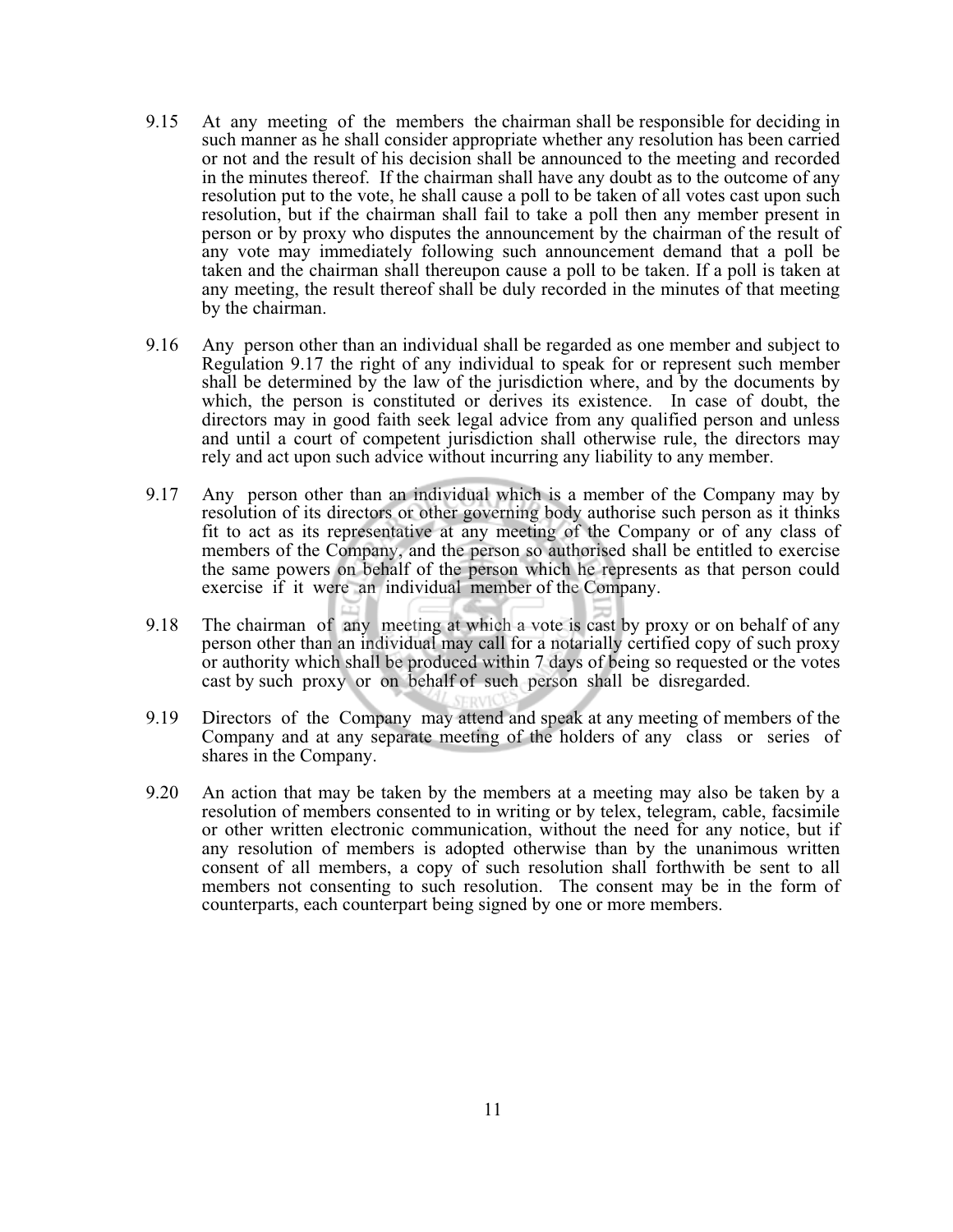9.15 At any meeting of the members the chairman shall be responsible for deciding in such manner as he shall consider appropriate whether any resolution has been carried or not and the result of his decision shall be announced to the meeting and recorded in the minutes thereof. If the chairman shall have any doubt as to the outcome of any resolution put to the vote, he shall cause a poll to be taken of all votes cast upon such resolution, but if the chairman shall fail to take a poll then any member present in person or by proxy who disputes the announcement by the chairman of the result of any vote may immediately following such announcement demand that a poll be taken and the chairman shall thereupon cause a poll to be taken. If a poll is taken at any meeting, the result thereof shall be duly recorded in the minutes of that meeting by the chairman.

9.16 Any person other than an individual shall be regarded as one member and subject to Regulation 9.17 the right of any individual to speak for or represent such member shall be determined by the law of the jurisdiction where, and by the documents by which, the person is constituted or derives its existence. In case of doubt, the directors may in good faith seek legal advice from any qualified person and unless and until a court of competent jurisdiction shall otherwise rule, the directors may rely and act upon such advice without incurring any liability to any member.

9.17 Any person other than an individual which is a member of the Company may by resolution of its directors or other governing body authorise such person as it thinks fit to act as its representative at any meeting of the Company or of any class of members of the Company, and the person so authorised shall be entitled to exercise the same powers on behalf of the person which he represents as that person could exercise if it were an individual member of the Company.

9.18 The chairman of any meeting at which a vote is cast by proxy or on behalf of any person other than an individual may call for a notarially certified copy of such proxy or authority which shall be produced within 7 days of being so requested or the votes cast by such proxy or on behalf of such person shall be disregarded.

9.19 Directors of the Company may attend and speak at any meeting of members of the Company and at any separate meeting of the holders of any class or series of shares in the Company.

9.20 An action that may be taken by the members at a meeting may also be taken by a resolution of members consented to in writing or by telex, telegram, cable, facsimile or other written electronic communication, without the need for any notice, but if any resolution of members is adopted otherwise than by the unanimous written consent of all members, a copy of such resolution shall forthwith be sent to all members not consenting to such resolution. The consent may be in the form of counterparts, each counterpart being signed by one or more members.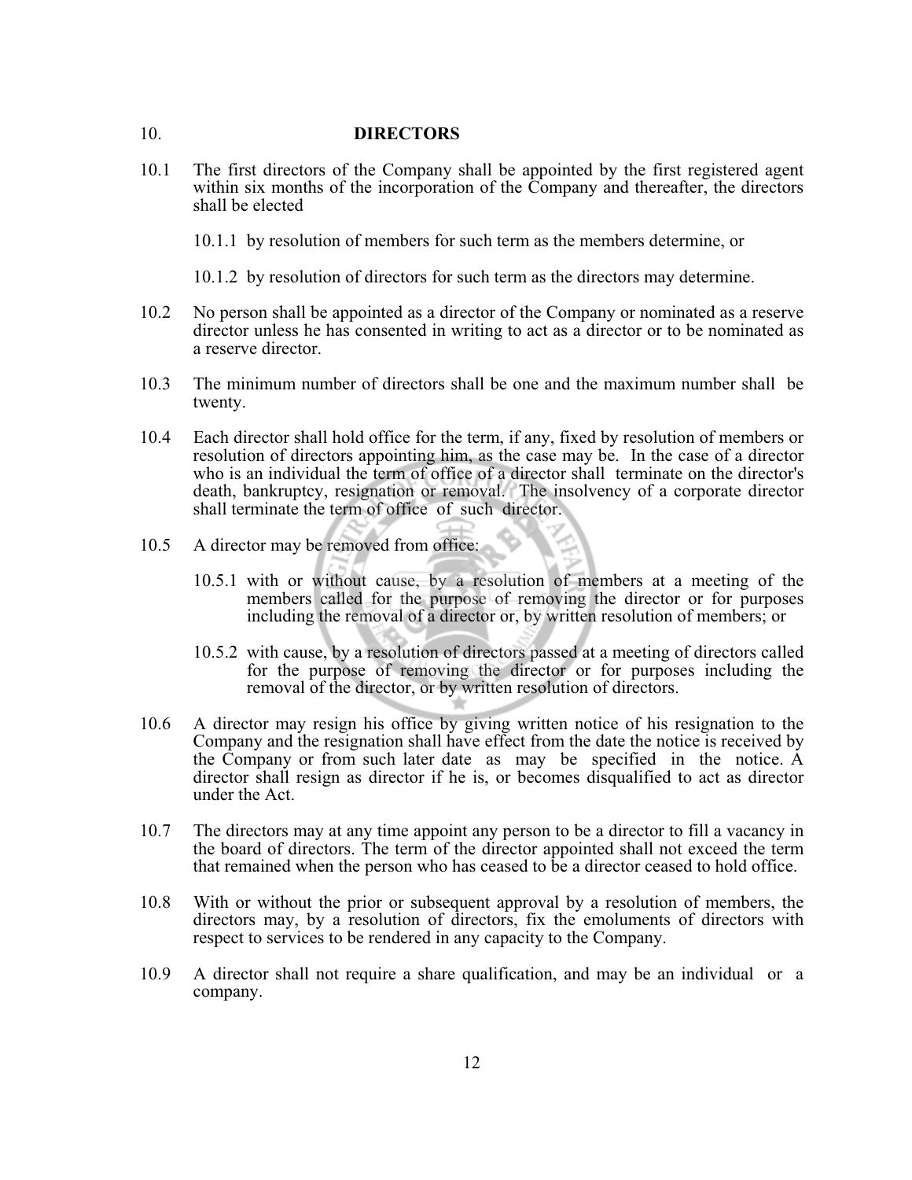## 10. DIRECTORS

10.1 The first directors of the Company shall be appointed by the first registered agent within six months of the incorporation of the Company and thereafter, the directors shall be elected

10.1.1 by resolution of members for such term as the members determine, or

10.1.2 by resolution of directors for such term as the directors may determine.

10.2 No person shall be appointed as a director of the Company or nominated as a reserve director unless he has consented in writing to act as a director or to be nominated as a reserve director.

10.3 The minimum number of directors shall be one and the maximum number shall be twenty.

10.4 Each director shall hold office for the term, if any, fixed by resolution of members or resolution of directors appointing him, as the case may be. In the case of a director who is an individual the term of office of a director shall terminate on the director's death, bankruptcy, resignation or removal. The insolvency of a corporate director shall terminate the term of office of such director.

10.5 A director may be removed from office:

10.5.1 with or without cause, by a resolution of members at a meeting of the members called for the purpose of removing the director or for purposes including the removal of a director or, by written resolution of members; or

10.5.2 with cause, by a resolution of directors passed at a meeting of directors called for the purpose of removing the director or for purposes including the removal of the director, or by written resolution of directors.

10.6 A director may resign his office by giving written notice of his resignation to the Company and the resignation shall have effect from the date the notice is received by the Company or from such later date as may be specified in the notice. A director shall resign as director if he is, or becomes disqualified to act as director under the Act.

10.7 The directors may at any time appoint any person to be a director to fill a vacancy in the board of directors. The term of the director appointed shall not exceed the term that remained when the person who has ceased to be a director ceased to hold office.

10.8 With or without the prior or subsequent approval by a resolution of members, the directors may, by a resolution of directors, fix the emoluments of directors with respect to services to be rendered in any capacity to the Company.

10.9 A director shall not require a share qualification, and may be an individual or a company.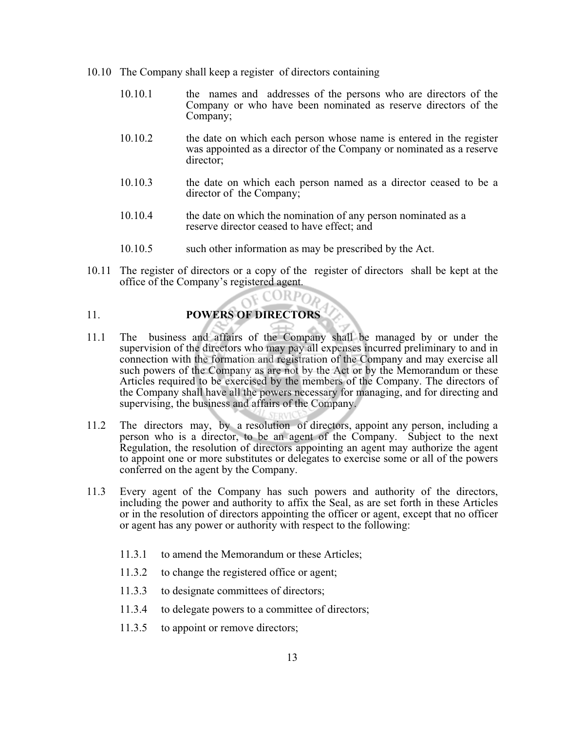10.10 The Company shall keep a register of directors containing

10.10.1 the names and addresses of the persons who are directors of the Company or who have been nominated as reserve directors of the Company;

10.10.2 the date on which each person whose name is entered in the register was appointed as a director of the Company or nominated as a reserve director;

10.10.3 the date on which each person named as a director ceased to be a director of the Company;

10.10.4 the date on which the nomination of any person nominated as a reserve director ceased to have effect; and

10.10.5 such other information as may be prescribed by the Act.

10.11 The register of directors or a copy of the register of directors shall be kept at the office of the Company's registered agent.

## 11. POWERS OF DIRECTORS

11.1 The business and affairs of the Company shall be managed by or under the supervision of the directors who may pay all expenses incurred preliminary to and in connection with the formation and registration of the Company and may exercise all such powers of the Company as are not by the Act or by the Memorandum or these Articles required to be exercised by the members of the Company. The directors of the Company shall have all the powers necessary for managing, and for directing and supervising, the business and affairs of the Company.

11.2 The directors may, by a resolution of directors, appoint any person, including a person who is a director, to be an agent of the Company. Subject to the next Regulation, the resolution of directors appointing an agent may authorize the agent to appoint one or more substitutes or delegates to exercise some or all of the powers conferred on the agent by the Company.

11.3 Every agent of the Company has such powers and authority of the directors, including the power and authority to affix the Seal, as are set forth in these Articles or in the resolution of directors appointing the officer or agent, except that no officer or agent has any power or authority with respect to the following:

11.3.1 to amend the Memorandum or these Articles;

11.3.2 to change the registered office or agent;

11.3.3 to designate committees of directors;

11.3.4 to delegate powers to a committee of directors;

11.3.5 to appoint or remove directors;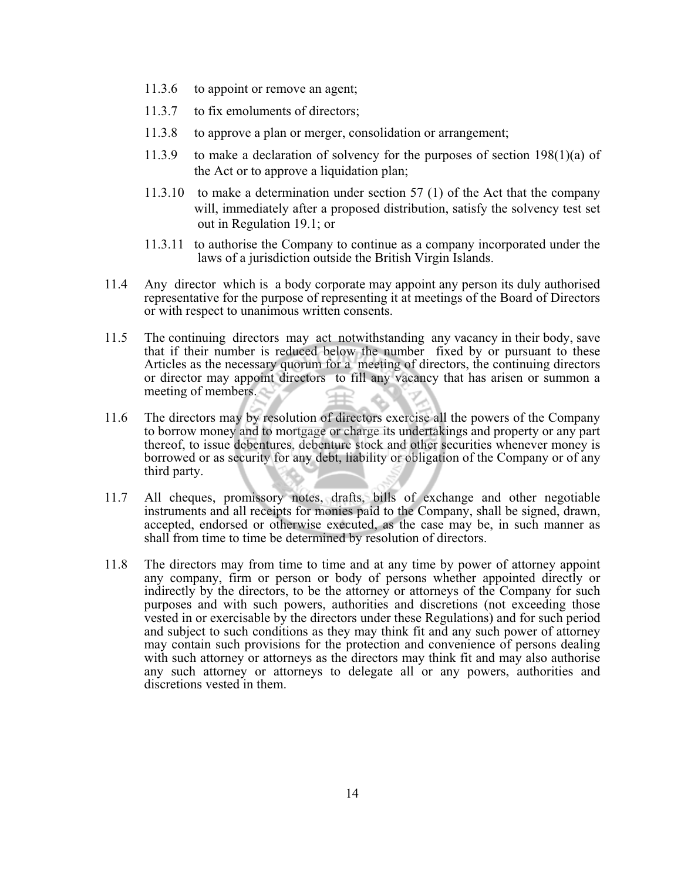11.3.6 to appoint or remove an agent;

11.3.7 to fix emoluments of directors;

11.3.8 to approve a plan or merger, consolidation or arrangement;

11.3.9 to make a declaration of solvency for the purposes of section 198(1)(a) of the Act or to approve a liquidation plan;

11.3.10 to make a determination under section 57 (1) of the Act that the company will, immediately after a proposed distribution, satisfy the solvency test set out in Regulation 19.1; or

11.3.11 to authorise the Company to continue as a company incorporated under the laws of a jurisdiction outside the British Virgin Islands.

11.4 Any director which is a body corporate may appoint any person its duly authorised representative for the purpose of representing it at meetings of the Board of Directors or with respect to unanimous written consents.

11.5 The continuing directors may act notwithstanding any vacancy in their body, save that if their number is reduced below the number fixed by or pursuant to these Articles as the necessary quorum for a meeting of directors, the continuing directors or director may appoint directors to fill any vacancy that has arisen or summon a meeting of members.

11.6 The directors may by resolution of directors exercise all the powers of the Company to borrow money and to mortgage or charge its undertakings and property or any part thereof, to issue debentures, debenture stock and other securities whenever money is borrowed or as security for any debt, liability or obligation of the Company or of any third party.

11.7 All cheques, promissory notes, drafts, bills of exchange and other negotiable instruments and all receipts for monies paid to the Company, shall be signed, drawn, accepted, endorsed or otherwise executed, as the case may be, in such manner as shall from time to time be determined by resolution of directors.

11.8 The directors may from time to time and at any time by power of attorney appoint any company, firm or person or body of persons whether appointed directly or indirectly by the directors, to be the attorney or attorneys of the Company for such purposes and with such powers, authorities and discretions (not exceeding those vested in or exercisable by the directors under these Regulations) and for such period and subject to such conditions as they may think fit and any such power of attorney may contain such provisions for the protection and convenience of persons dealing with such attorney or attorneys as the directors may think fit and may also authorise any such attorney or attorneys to delegate all or any powers, authorities and discretions vested in them.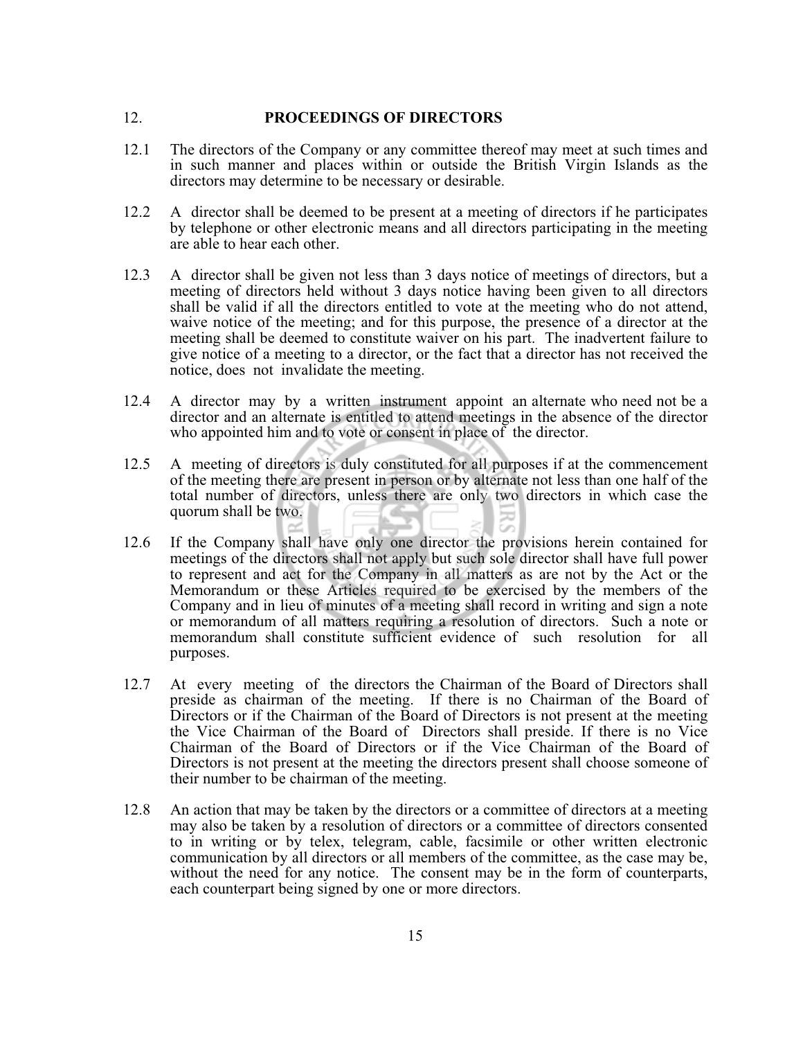## 12. PROCEEDINGS OF DIRECTORS

12.1 The directors of the Company or any committee thereof may meet at such times and in such manner and places within or outside the British Virgin Islands as the directors may determine to be necessary or desirable.

12.2 A director shall be deemed to be present at a meeting of directors if he participates by telephone or other electronic means and all directors participating in the meeting are able to hear each other.

12.3 A director shall be given not less than 3 days notice of meetings of directors, but a meeting of directors held without 3 days notice having been given to all directors shall be valid if all the directors entitled to vote at the meeting who do not attend, waive notice of the meeting; and for this purpose, the presence of a director at the meeting shall be deemed to constitute waiver on his part. The inadvertent failure to give notice of a meeting to a director, or the fact that a director has not received the notice, does not invalidate the meeting.

12.4 A director may by a written instrument appoint an alternate who need not be a director and an alternate is entitled to attend meetings in the absence of the director who appointed him and to vote or consent in place of the director.

12.5 A meeting of directors is duly constituted for all purposes if at the commencement of the meeting there are present in person or by alternate not less than one half of the total number of directors, unless there are only two directors in which case the quorum shall be two.

12.6 If the Company shall have only one director the provisions herein contained for meetings of the directors shall not apply but such sole director shall have full power to represent and act for the Company in all matters as are not by the Act or the Memorandum or these Articles required to be exercised by the members of the Company and in lieu of minutes of a meeting shall record in writing and sign a note or memorandum of all matters requiring a resolution of directors. Such a note or memorandum shall constitute sufficient evidence of such resolution for all purposes.

12.7 At every meeting of the directors the Chairman of the Board of Directors shall preside as chairman of the meeting. If there is no Chairman of the Board of Directors or if the Chairman of the Board of Directors is not present at the meeting the Vice Chairman of the Board of Directors shall preside. If there is no Vice Chairman of the Board of Directors or if the Vice Chairman of the Board of Directors is not present at the meeting the directors present shall choose someone of their number to be chairman of the meeting.

12.8 An action that may be taken by the directors or a committee of directors at a meeting may also be taken by a resolution of directors or a committee of directors consented to in writing or by telex, telegram, cable, facsimile or other written electronic communication by all directors or all members of the committee, as the case may be, without the need for any notice. The consent may be in the form of counterparts, each counterpart being signed by one or more directors.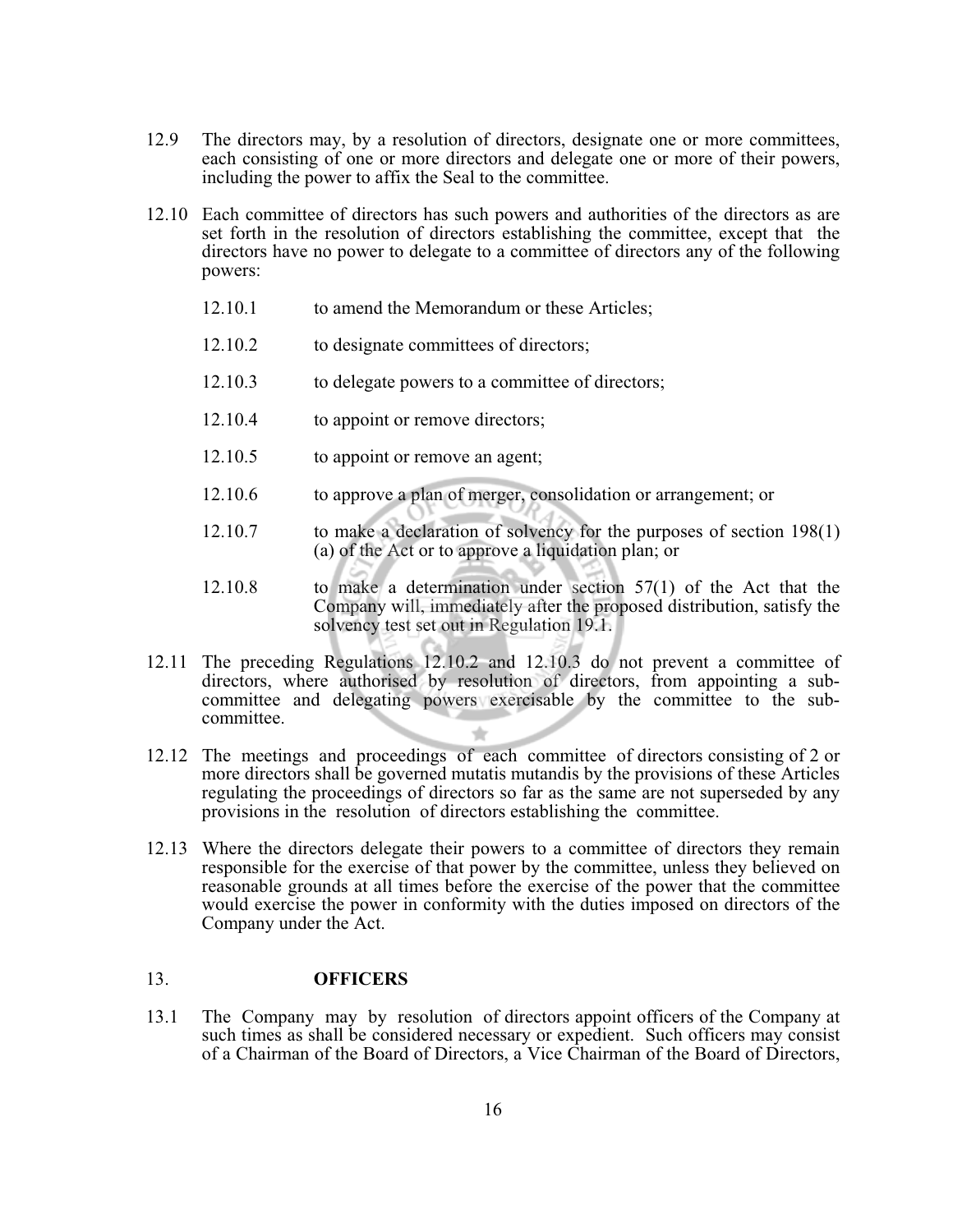12.9 The directors may, by a resolution of directors, designate one or more committees, each consisting of one or more directors and delegate one or more of their powers, including the power to affix the Seal to the committee.

12.10 Each committee of directors has such powers and authorities of the directors as are set forth in the resolution of directors establishing the committee, except that the directors have no power to delegate to a committee of directors any of the following powers:

12.10.1 to amend the Memorandum or these Articles;

12.10.2 to designate committees of directors;

12.10.3 to delegate powers to a committee of directors;

12.10.4 to appoint or remove directors;

12.10.5 to appoint or remove an agent;

12.10.6 to approve a plan of merger, consolidation or arrangement; or

12.10.7 to make a declaration of solvency for the purposes of section 198(1) (a) of the Act or to approve a liquidation plan; or

12.10.8 to make a determination under section 57(1) of the Act that the Company will, immediately after the proposed distribution, satisfy the solvency test set out in Regulation 19.1.

12.11 The preceding Regulations 12.10.2 and 12.10.3 do not prevent a committee of directors, where authorised by resolution of directors, from appointing a sub-committee and delegating powers exercisable by the committee to the sub-committee.

12.12 The meetings and proceedings of each committee of directors consisting of 2 or more directors shall be governed mutatis mutandis by the provisions of these Articles regulating the proceedings of directors so far as the same are not superseded by any provisions in the resolution of directors establishing the committee.

12.13 Where the directors delegate their powers to a committee of directors they remain responsible for the exercise of that power by the committee, unless they believed on reasonable grounds at all times before the exercise of the power that the committee would exercise the power in conformity with the duties imposed on directors of the Company under the Act.

## 13. OFFICERS

13.1 The Company may by resolution of directors appoint officers of the Company at such times as shall be considered necessary or expedient. Such officers may consist of a Chairman of the Board of Directors, a Vice Chairman of the Board of Directors,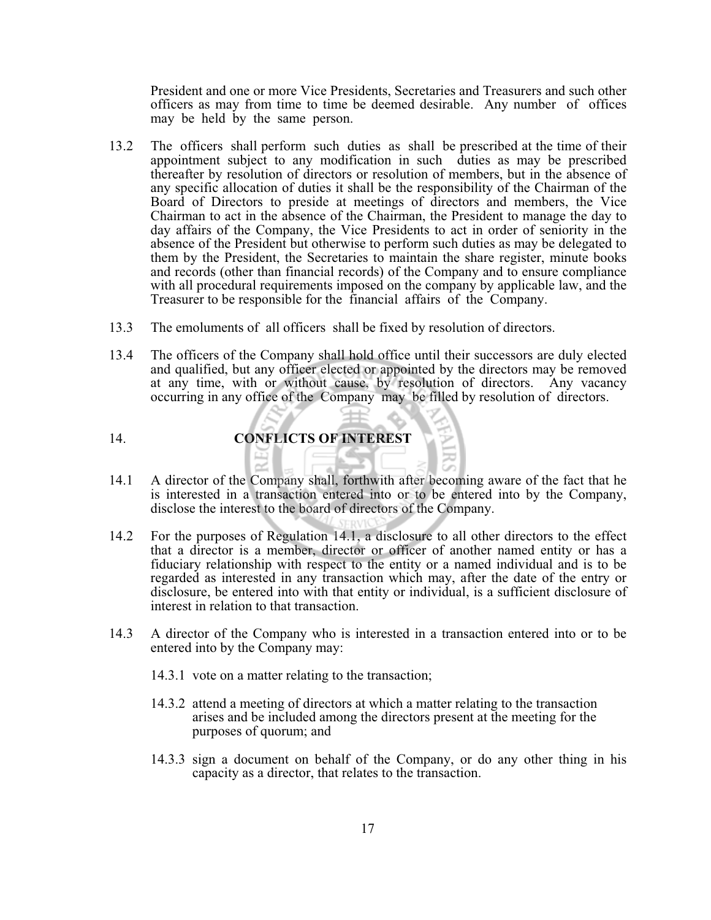President and one or more Vice Presidents, Secretaries and Treasurers and such other officers as may from time to time be deemed desirable. Any number of offices may be held by the same person.

13.2 The officers shall perform such duties as shall be prescribed at the time of their appointment subject to any modification in such duties as may be prescribed thereafter by resolution of directors or resolution of members, but in the absence of any specific allocation of duties it shall be the responsibility of the Chairman of the Board of Directors to preside at meetings of directors and members, the Vice Chairman to act in the absence of the Chairman, the President to manage the day to day affairs of the Company, the Vice Presidents to act in order of seniority in the absence of the President but otherwise to perform such duties as may be delegated to them by the President, the Secretaries to maintain the share register, minute books and records (other than financial records) of the Company and to ensure compliance with all procedural requirements imposed on the company by applicable law, and the Treasurer to be responsible for the financial affairs of the Company.

13.3 The emoluments of all officers shall be fixed by resolution of directors.

13.4 The officers of the Company shall hold office until their successors are duly elected and qualified, but any officer elected or appointed by the directors may be removed at any time, with or without cause, by resolution of directors. Any vacancy occurring in any office of the Company may be filled by resolution of directors.

## 14. CONFLICTS OF INTEREST

14.1 A director of the Company shall, forthwith after becoming aware of the fact that he is interested in a transaction entered into or to be entered into by the Company, disclose the interest to the board of directors of the Company.

14.2 For the purposes of Regulation 14.1, a disclosure to all other directors to the effect that a director is a member, director or officer of another named entity or has a fiduciary relationship with respect to the entity or a named individual and is to be regarded as interested in any transaction which may, after the date of the entry or disclosure, be entered into with that entity or individual, is a sufficient disclosure of interest in relation to that transaction.

14.3 A director of the Company who is interested in a transaction entered into or to be entered into by the Company may:

14.3.1 vote on a matter relating to the transaction;

14.3.2 attend a meeting of directors at which a matter relating to the transaction arises and be included among the directors present at the meeting for the purposes of quorum; and

14.3.3 sign a document on behalf of the Company, or do any other thing in his capacity as a director, that relates to the transaction.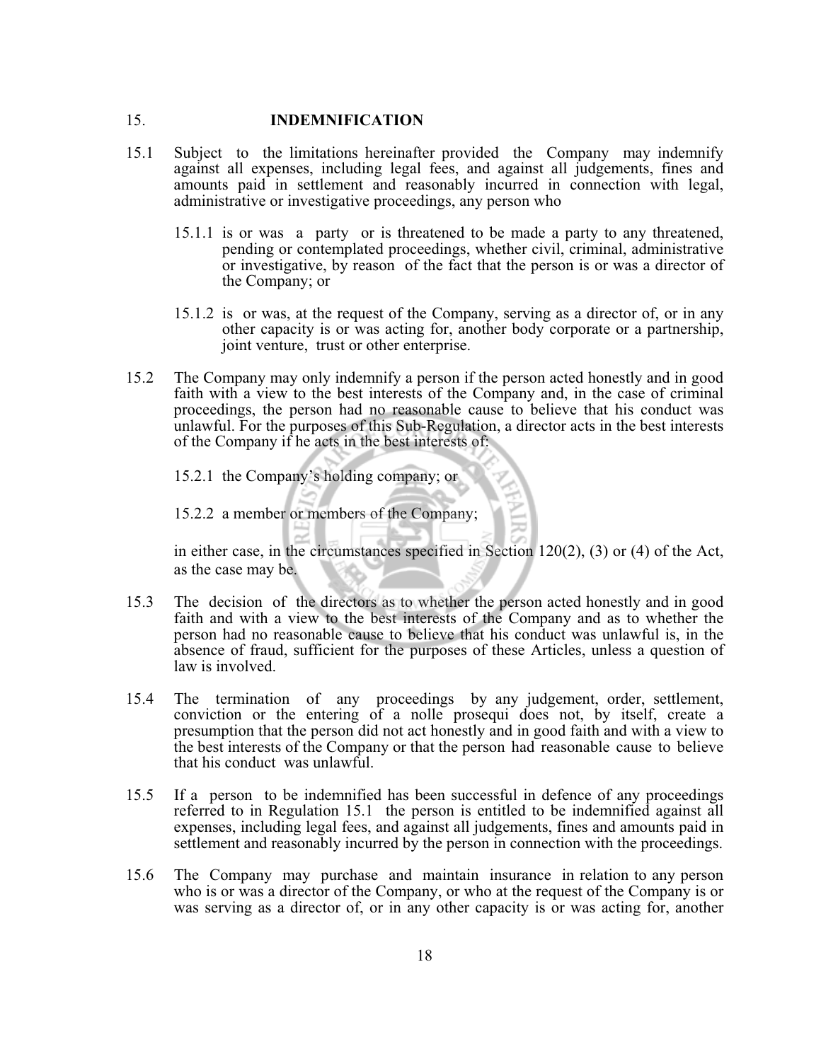## 15. INDEMNIFICATION

15.1 Subject to the limitations hereinafter provided the Company may indemnify against all expenses, including legal fees, and against all judgements, fines and amounts paid in settlement and reasonably incurred in connection with legal, administrative or investigative proceedings, any person who

> 15.1.1 is or was a party or is threatened to be made a party to any threatened, pending or contemplated proceedings, whether civil, criminal, administrative or investigative, by reason of the fact that the person is or was a director of the Company; or
>
> 15.1.2 is or was, at the request of the Company, serving as a director of, or in any other capacity is or was acting for, another body corporate or a partnership, joint venture, trust or other enterprise.

15.2 The Company may only indemnify a person if the person acted honestly and in good faith with a view to the best interests of the Company and, in the case of criminal proceedings, the person had no reasonable cause to believe that his conduct was unlawful. For the purposes of this Sub-Regulation, a director acts in the best interests of the Company if he acts in the best interests of:

> 15.2.1 the Company's holding company; or
>
> 15.2.2 a member or members of the Company;
>
> in either case, in the circumstances specified in Section 120(2), (3) or (4) of the Act, as the case may be.

15.3 The decision of the directors as to whether the person acted honestly and in good faith and with a view to the best interests of the Company and as to whether the person had no reasonable cause to believe that his conduct was unlawful is, in the absence of fraud, sufficient for the purposes of these Articles, unless a question of law is involved.

15.4 The termination of any proceedings by any judgement, order, settlement, conviction or the entering of a nolle prosequi does not, by itself, create a presumption that the person did not act honestly and in good faith and with a view to the best interests of the Company or that the person had reasonable cause to believe that his conduct was unlawful.

15.5 If a person to be indemnified has been successful in defence of any proceedings referred to in Regulation 15.1 the person is entitled to be indemnified against all expenses, including legal fees, and against all judgements, fines and amounts paid in settlement and reasonably incurred by the person in connection with the proceedings.

15.6 The Company may purchase and maintain insurance in relation to any person who is or was a director of the Company, or who at the request of the Company is or was serving as a director of, or in any other capacity is or was acting for, another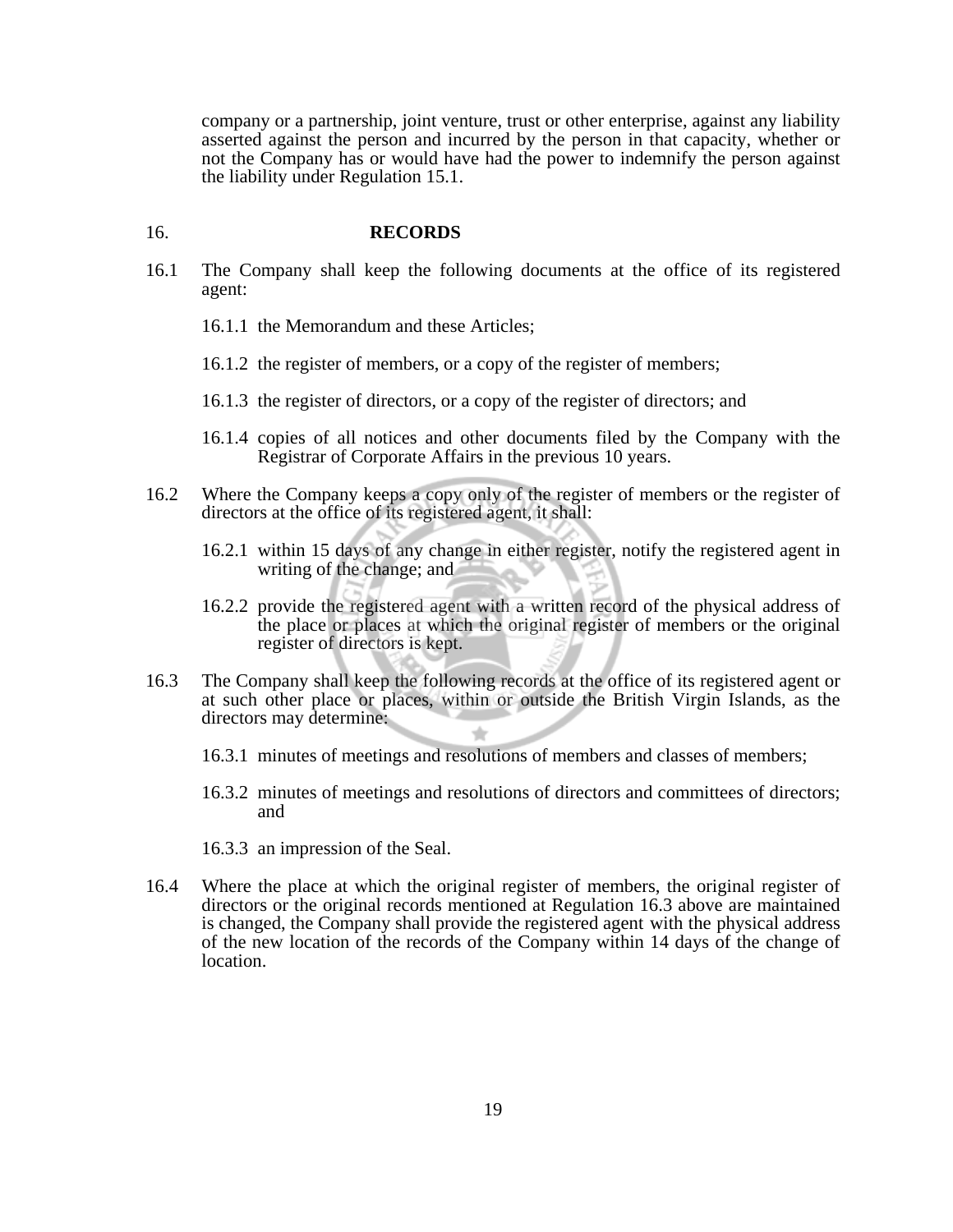company or a partnership, joint venture, trust or other enterprise, against any liability asserted against the person and incurred by the person in that capacity, whether or not the Company has or would have had the power to indemnify the person against the liability under Regulation 15.1.

## 16. RECORDS

16.1 The Company shall keep the following documents at the office of its registered agent:

16.1.1 the Memorandum and these Articles;

16.1.2 the register of members, or a copy of the register of members;

16.1.3 the register of directors, or a copy of the register of directors; and

16.1.4 copies of all notices and other documents filed by the Company with the Registrar of Corporate Affairs in the previous 10 years.

16.2 Where the Company keeps a copy only of the register of members or the register of directors at the office of its registered agent, it shall:

16.2.1 within 15 days of any change in either register, notify the registered agent in writing of the change; and

16.2.2 provide the registered agent with a written record of the physical address of the place or places at which the original register of members or the original register of directors is kept.

16.3 The Company shall keep the following records at the office of its registered agent or at such other place or places, within or outside the British Virgin Islands, as the directors may determine:

16.3.1 minutes of meetings and resolutions of members and classes of members;

16.3.2 minutes of meetings and resolutions of directors and committees of directors; and

16.3.3 an impression of the Seal.

16.4 Where the place at which the original register of members, the original register of directors or the original records mentioned at Regulation 16.3 above are maintained is changed, the Company shall provide the registered agent with the physical address of the new location of the records of the Company within 14 days of the change of location.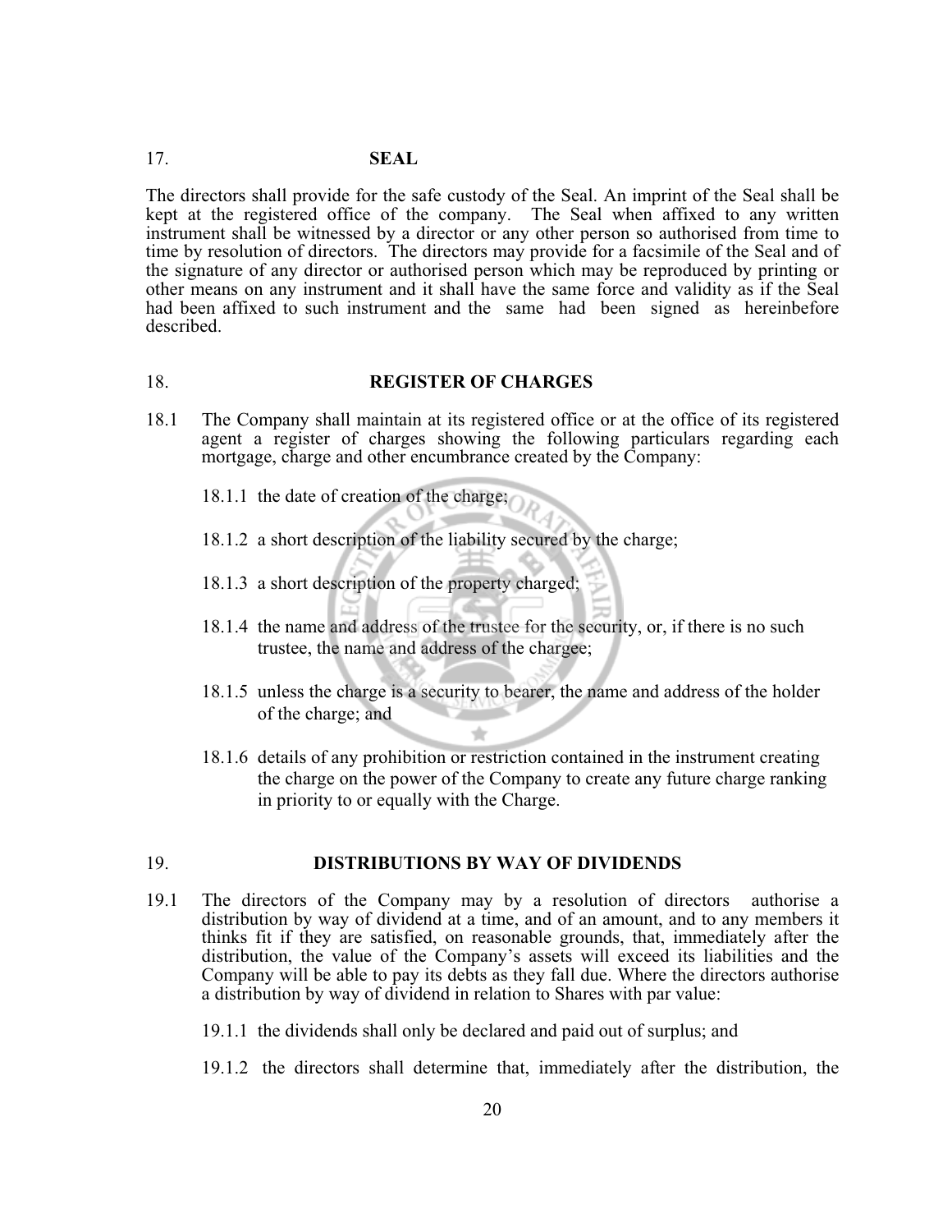## 17. SEAL

The directors shall provide for the safe custody of the Seal. An imprint of the Seal shall be kept at the registered office of the company. The Seal when affixed to any written instrument shall be witnessed by a director or any other person so authorised from time to time by resolution of directors. The directors may provide for a facsimile of the Seal and of the signature of any director or authorised person which may be reproduced by printing or other means on any instrument and it shall have the same force and validity as if the Seal had been affixed to such instrument and the same had been signed as hereinbefore described.

## 18. REGISTER OF CHARGES

18.1 The Company shall maintain at its registered office or at the office of its registered agent a register of charges showing the following particulars regarding each mortgage, charge and other encumbrance created by the Company:

18.1.1 the date of creation of the charge;

18.1.2 a short description of the liability secured by the charge;

18.1.3 a short description of the property charged;

18.1.4 the name and address of the trustee for the security, or, if there is no such trustee, the name and address of the chargee;

18.1.5 unless the charge is a security to bearer, the name and address of the holder of the charge; and

18.1.6 details of any prohibition or restriction contained in the instrument creating the charge on the power of the Company to create any future charge ranking in priority to or equally with the Charge.

## 19. DISTRIBUTIONS BY WAY OF DIVIDENDS

19.1 The directors of the Company may by a resolution of directors authorise a distribution by way of dividend at a time, and of an amount, and to any members it thinks fit if they are satisfied, on reasonable grounds, that, immediately after the distribution, the value of the Company's assets will exceed its liabilities and the Company will be able to pay its debts as they fall due. Where the directors authorise a distribution by way of dividend in relation to Shares with par value:

19.1.1 the dividends shall only be declared and paid out of surplus; and

19.1.2 the directors shall determine that, immediately after the distribution, the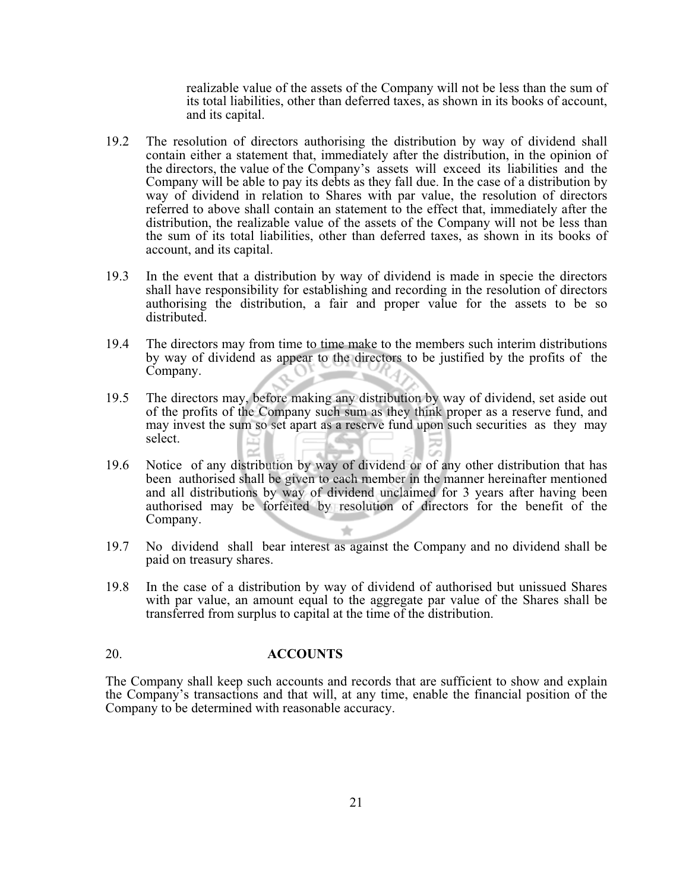realizable value of the assets of the Company will not be less than the sum of its total liabilities, other than deferred taxes, as shown in its books of account, and its capital.

19.2 The resolution of directors authorising the distribution by way of dividend shall contain either a statement that, immediately after the distribution, in the opinion of the directors, the value of the Company's assets will exceed its liabilities and the Company will be able to pay its debts as they fall due. In the case of a distribution by way of dividend in relation to Shares with par value, the resolution of directors referred to above shall contain an statement to the effect that, immediately after the distribution, the realizable value of the assets of the Company will not be less than the sum of its total liabilities, other than deferred taxes, as shown in its books of account, and its capital.

19.3 In the event that a distribution by way of dividend is made in specie the directors shall have responsibility for establishing and recording in the resolution of directors authorising the distribution, a fair and proper value for the assets to be so distributed.

19.4 The directors may from time to time make to the members such interim distributions by way of dividend as appear to the directors to be justified by the profits of the Company.

19.5 The directors may, before making any distribution by way of dividend, set aside out of the profits of the Company such sum as they think proper as a reserve fund, and may invest the sum so set apart as a reserve fund upon such securities as they may select.

19.6 Notice of any distribution by way of dividend or of any other distribution that has been authorised shall be given to each member in the manner hereinafter mentioned and all distributions by way of dividend unclaimed for 3 years after having been authorised may be forfeited by resolution of directors for the benefit of the Company.

19.7 No dividend shall bear interest as against the Company and no dividend shall be paid on treasury shares.

19.8 In the case of a distribution by way of dividend of authorised but unissued Shares with par value, an amount equal to the aggregate par value of the Shares shall be transferred from surplus to capital at the time of the distribution.

## 20. ACCOUNTS

The Company shall keep such accounts and records that are sufficient to show and explain the Company's transactions and that will, at any time, enable the financial position of the Company to be determined with reasonable accuracy.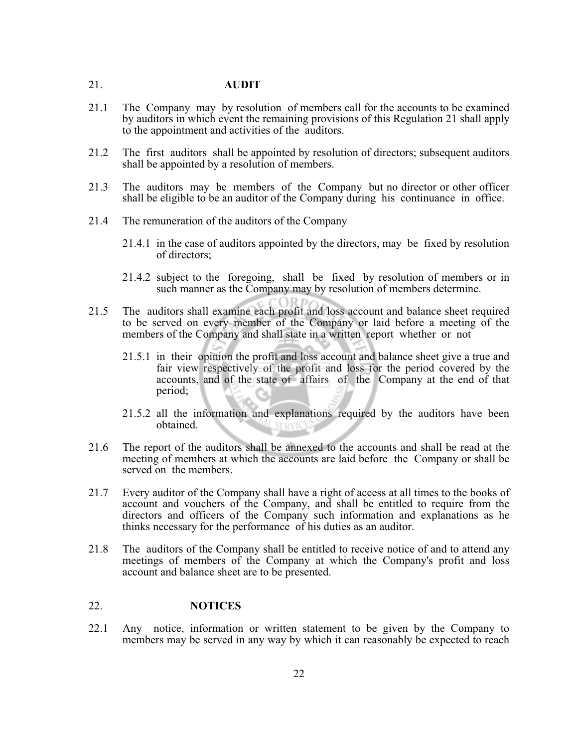## 21. AUDIT

21.1 The Company may by resolution of members call for the accounts to be examined by auditors in which event the remaining provisions of this Regulation 21 shall apply to the appointment and activities of the auditors.

21.2 The first auditors shall be appointed by resolution of directors; subsequent auditors shall be appointed by a resolution of members.

21.3 The auditors may be members of the Company but no director or other officer shall be eligible to be an auditor of the Company during his continuance in office.

21.4 The remuneration of the auditors of the Company

21.4.1 in the case of auditors appointed by the directors, may be fixed by resolution of directors;

21.4.2 subject to the foregoing, shall be fixed by resolution of members or in such manner as the Company may by resolution of members determine.

21.5 The auditors shall examine each profit and loss account and balance sheet required to be served on every member of the Company or laid before a meeting of the members of the Company and shall state in a written report whether or not

21.5.1 in their opinion the profit and loss account and balance sheet give a true and fair view respectively of the profit and loss for the period covered by the accounts, and of the state of affairs of the Company at the end of that period;

21.5.2 all the information and explanations required by the auditors have been obtained.

21.6 The report of the auditors shall be annexed to the accounts and shall be read at the meeting of members at which the accounts are laid before the Company or shall be served on the members.

21.7 Every auditor of the Company shall have a right of access at all times to the books of account and vouchers of the Company, and shall be entitled to require from the directors and officers of the Company such information and explanations as he thinks necessary for the performance of his duties as an auditor.

21.8 The auditors of the Company shall be entitled to receive notice of and to attend any meetings of members of the Company at which the Company's profit and loss account and balance sheet are to be presented.

## 22. NOTICES

22.1 Any notice, information or written statement to be given by the Company to members may be served in any way by which it can reasonably be expected to reach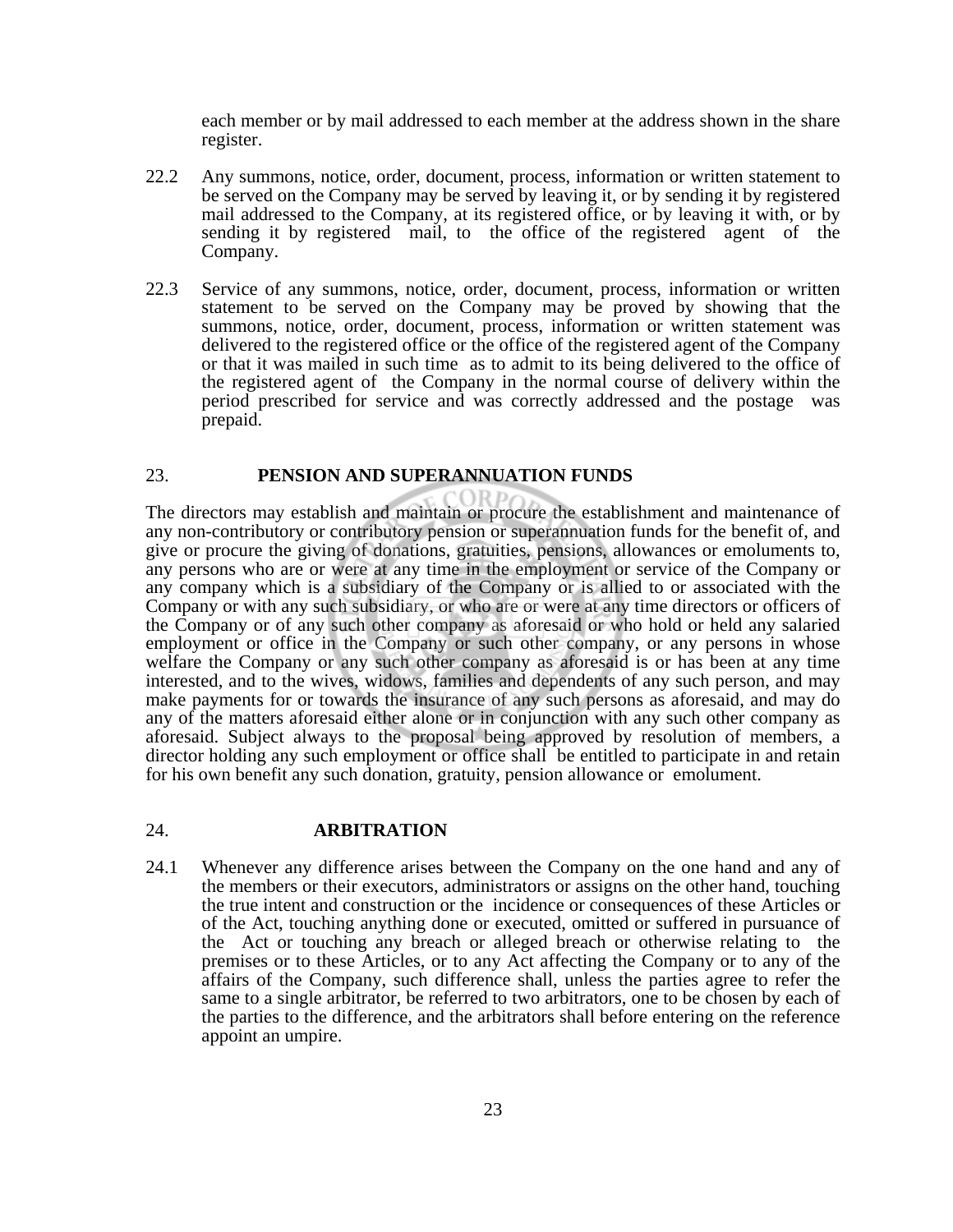each member or by mail addressed to each member at the address shown in the share register.

22.2 Any summons, notice, order, document, process, information or written statement to be served on the Company may be served by leaving it, or by sending it by registered mail addressed to the Company, at its registered office, or by leaving it with, or by sending it by registered mail, to the office of the registered agent of the Company.

22.3 Service of any summons, notice, order, document, process, information or written statement to be served on the Company may be proved by showing that the summons, notice, order, document, process, information or written statement was delivered to the registered office or the office of the registered agent of the Company or that it was mailed in such time as to admit to its being delivered to the office of the registered agent of the Company in the normal course of delivery within the period prescribed for service and was correctly addressed and the postage was prepaid.

## 23. PENSION AND SUPERANNUATION FUNDS

The directors may establish and maintain or procure the establishment and maintenance of any non-contributory or contributory pension or superannuation funds for the benefit of, and give or procure the giving of donations, gratuities, pensions, allowances or emoluments to, any persons who are or were at any time in the employment or service of the Company or any company which is a subsidiary of the Company or is allied to or associated with the Company or with any such subsidiary, or who are or were at any time directors or officers of the Company or of any such other company as aforesaid or who hold or held any salaried employment or office in the Company or such other company, or any persons in whose welfare the Company or any such other company as aforesaid is or has been at any time interested, and to the wives, widows, families and dependents of any such person, and may make payments for or towards the insurance of any such persons as aforesaid, and may do any of the matters aforesaid either alone or in conjunction with any such other company as aforesaid. Subject always to the proposal being approved by resolution of members, a director holding any such employment or office shall be entitled to participate in and retain for his own benefit any such donation, gratuity, pension allowance or emolument.

## 24. ARBITRATION

24.1 Whenever any difference arises between the Company on the one hand and any of the members or their executors, administrators or assigns on the other hand, touching the true intent and construction or the incidence or consequences of these Articles or of the Act, touching anything done or executed, omitted or suffered in pursuance of the Act or touching any breach or alleged breach or otherwise relating to the premises or to these Articles, or to any Act affecting the Company or to any of the affairs of the Company, such difference shall, unless the parties agree to refer the same to a single arbitrator, be referred to two arbitrators, one to be chosen by each of the parties to the difference, and the arbitrators shall before entering on the reference appoint an umpire.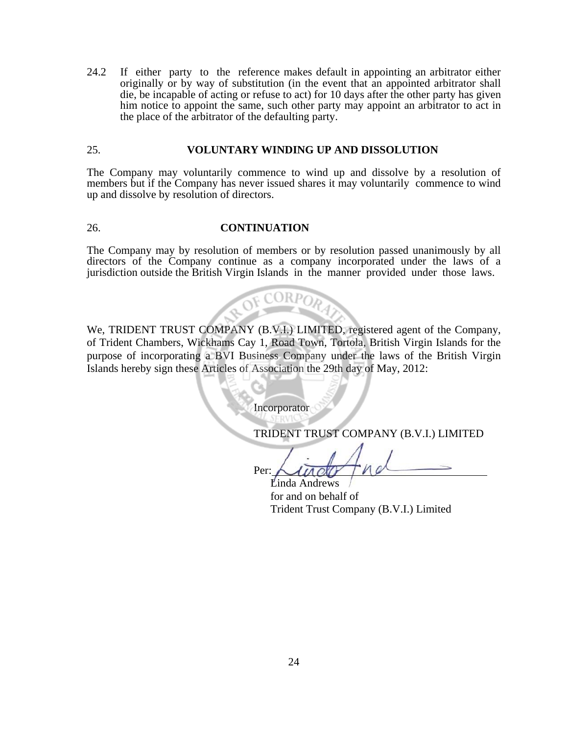24.2 If either party to the reference makes default in appointing an arbitrator either originally or by way of substitution (in the event that an appointed arbitrator shall die, be incapable of acting or refuse to act) for 10 days after the other party has given him notice to appoint the same, such other party may appoint an arbitrator to act in the place of the arbitrator of the defaulting party.

## 25. VOLUNTARY WINDING UP AND DISSOLUTION

The Company may voluntarily commence to wind up and dissolve by a resolution of members but if the Company has never issued shares it may voluntarily commence to wind up and dissolve by resolution of directors.

## 26. CONTINUATION

The Company may by resolution of members or by resolution passed unanimously by all directors of the Company continue as a company incorporated under the laws of a jurisdiction outside the British Virgin Islands in the manner provided under those laws.

We, TRIDENT TRUST COMPANY (B.V.I.) LIMITED, registered agent of the Company, of Trident Chambers, Wickhams Cay 1, Road Town, Tortola, British Virgin Islands for the purpose of incorporating a BVI Business Company under the laws of the British Virgin Islands hereby sign these Articles of Association the 29th day of May, 2012:

Incorporator

TRIDENT TRUST COMPANY (B.V.I.) LIMITED

Per: ______________________

Linda Andrews
for and on behalf of
Trident Trust Company (B.V.I.) Limited